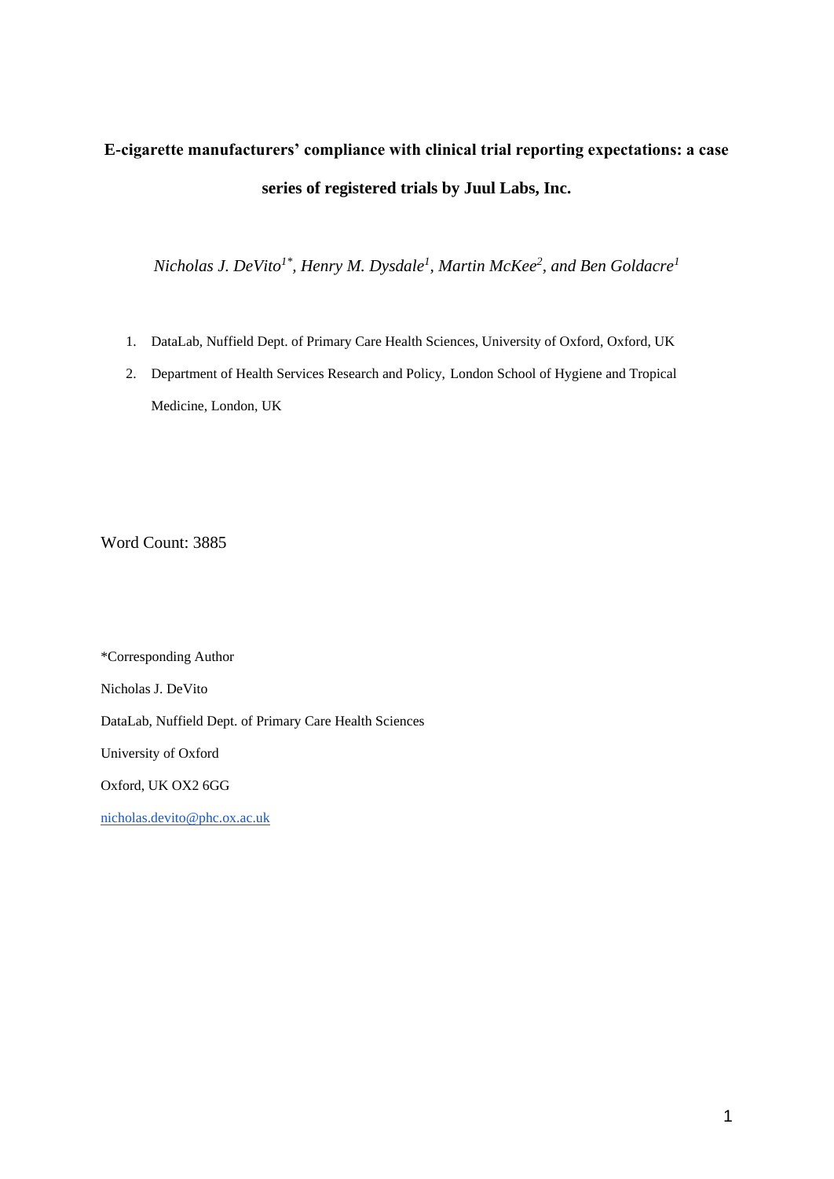# E-cigarette manufacturers' compliance with clinical trial reporting expectations: a case series of registered trials by Juul Labs, Inc.

*Nicholas J. DeVito[1*], Henry M. Dysdale[1], Martin McKee[2], and Ben Goldacre[1]*

1. DataLab, Nuffield Dept. of Primary Care Health Sciences, University of Oxford, Oxford, UK
2. Department of Health Services Research and Policy, London School of Hygiene and Tropical Medicine, London, UK

Word Count: 3885

*Corresponding Author

Nicholas J. DeVito

DataLab, Nuffield Dept. of Primary Care Health Sciences

University of Oxford

Oxford, UK OX2 6GG

nicholas.devito@phc.ox.ac.uk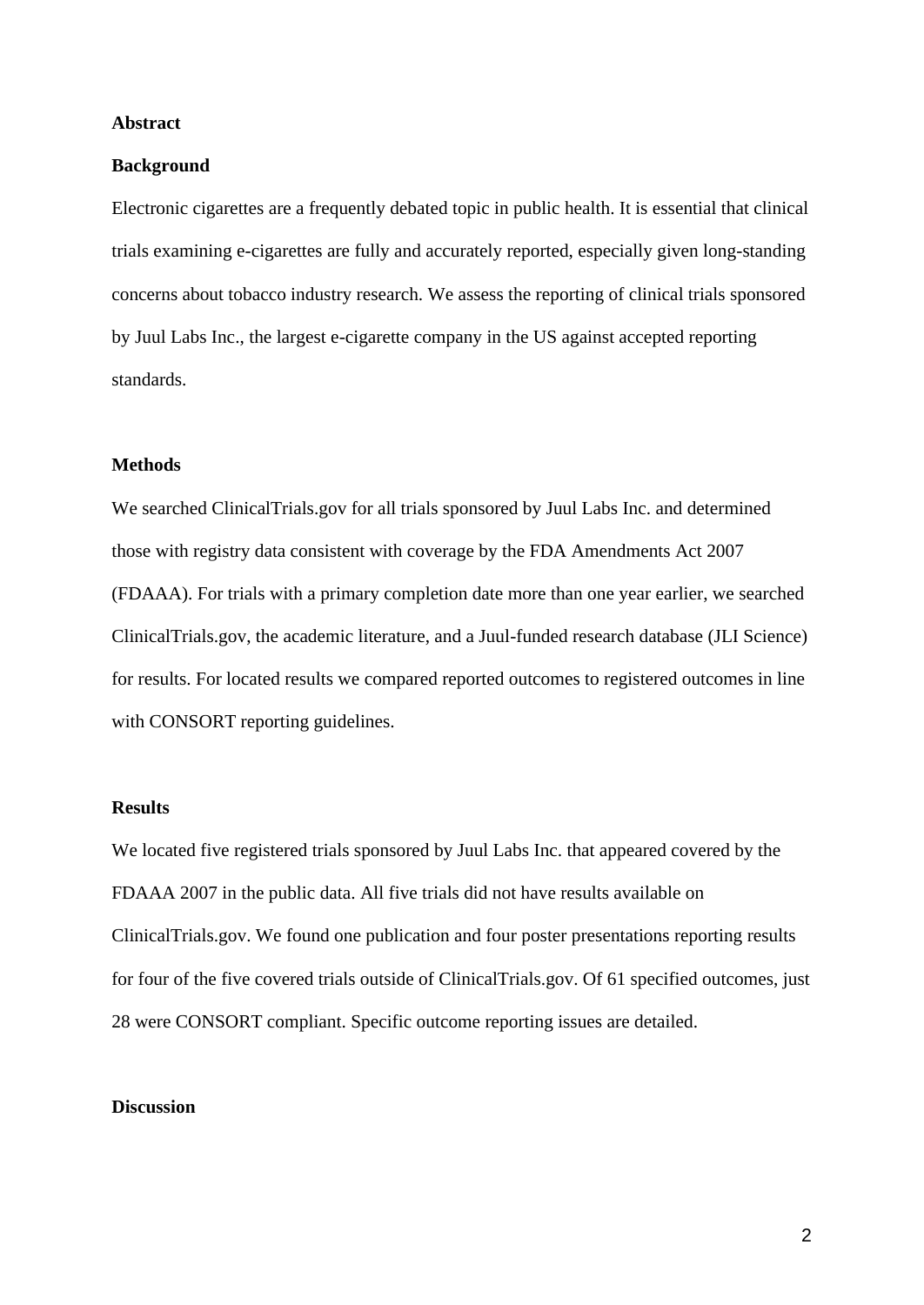## Abstract

### Background

Electronic cigarettes are a frequently debated topic in public health. It is essential that clinical trials examining e-cigarettes are fully and accurately reported, especially given long-standing concerns about tobacco industry research. We assess the reporting of clinical trials sponsored by Juul Labs Inc., the largest e-cigarette company in the US against accepted reporting standards.

### Methods

We searched ClinicalTrials.gov for all trials sponsored by Juul Labs Inc. and determined those with registry data consistent with coverage by the FDA Amendments Act 2007 (FDAAA). For trials with a primary completion date more than one year earlier, we searched ClinicalTrials.gov, the academic literature, and a Juul-funded research database (JLI Science) for results. For located results we compared reported outcomes to registered outcomes in line with CONSORT reporting guidelines.

### Results

We located five registered trials sponsored by Juul Labs Inc. that appeared covered by the FDAAA 2007 in the public data. All five trials did not have results available on ClinicalTrials.gov. We found one publication and four poster presentations reporting results for four of the five covered trials outside of ClinicalTrials.gov. Of 61 specified outcomes, just 28 were CONSORT compliant. Specific outcome reporting issues are detailed.

### Discussion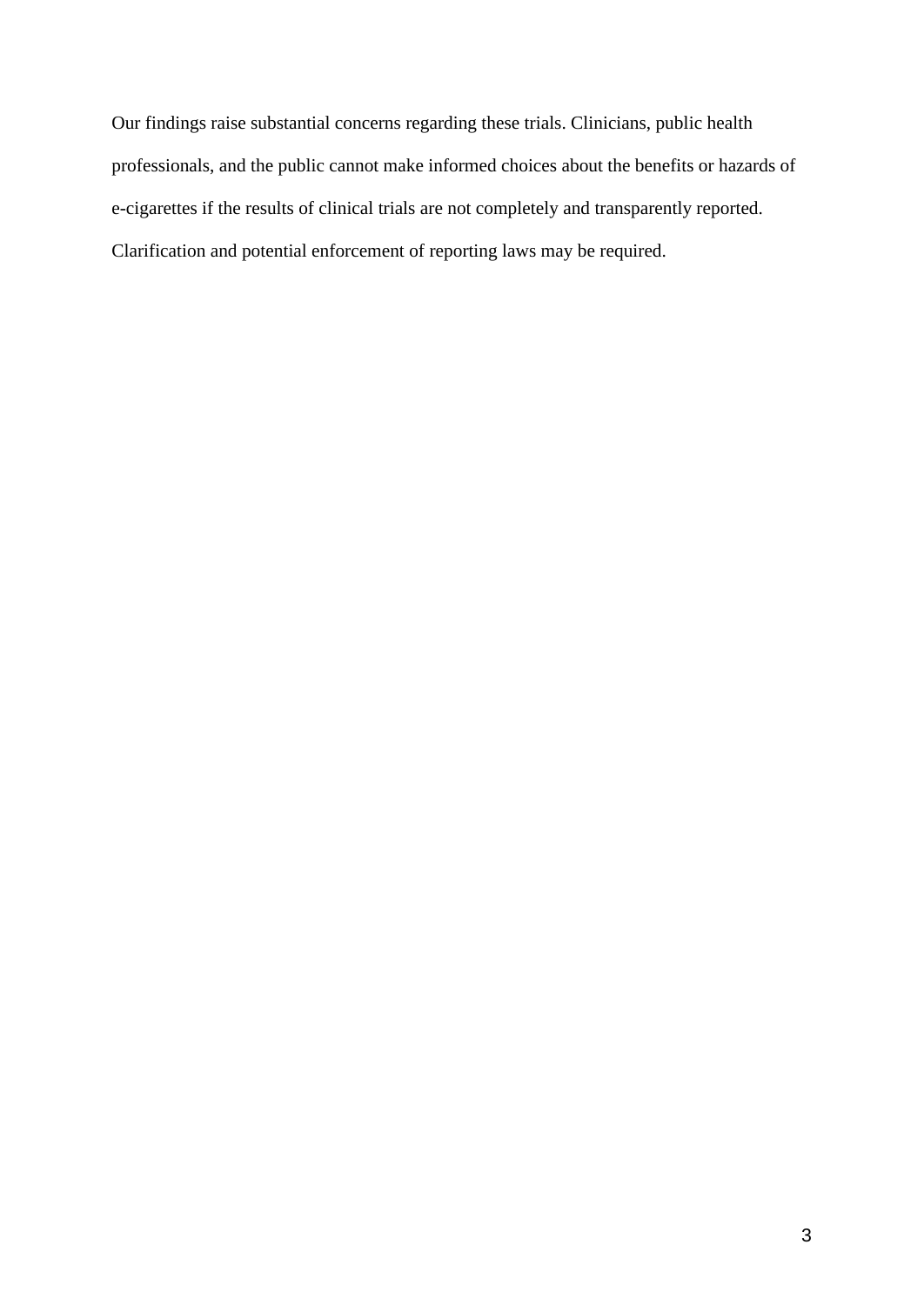Our findings raise substantial concerns regarding these trials. Clinicians, public health professionals, and the public cannot make informed choices about the benefits or hazards of e-cigarettes if the results of clinical trials are not completely and transparently reported. Clarification and potential enforcement of reporting laws may be required.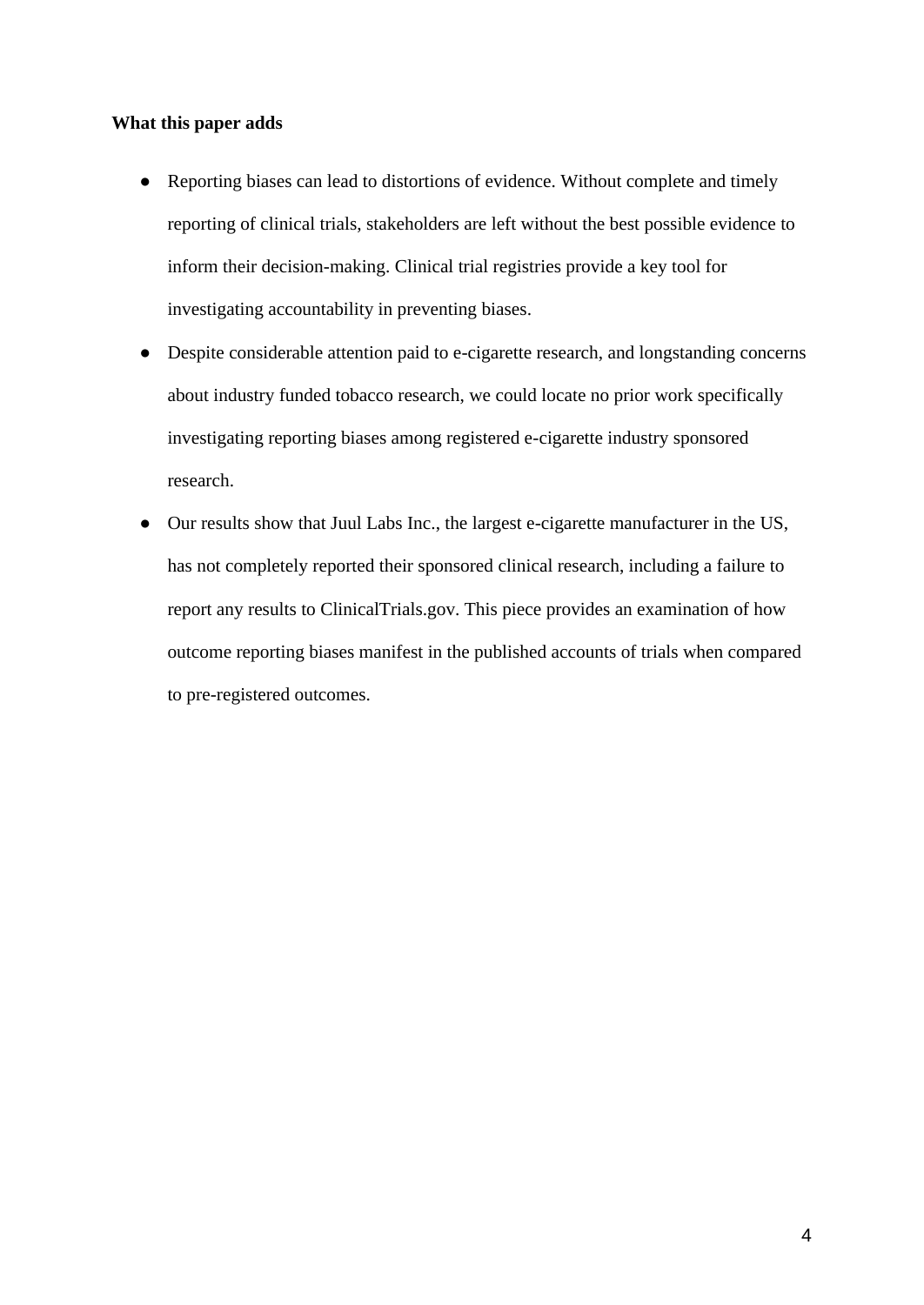**What this paper adds**

- Reporting biases can lead to distortions of evidence. Without complete and timely reporting of clinical trials, stakeholders are left without the best possible evidence to inform their decision-making. Clinical trial registries provide a key tool for investigating accountability in preventing biases.
- Despite considerable attention paid to e-cigarette research, and longstanding concerns about industry funded tobacco research, we could locate no prior work specifically investigating reporting biases among registered e-cigarette industry sponsored research.
- Our results show that Juul Labs Inc., the largest e-cigarette manufacturer in the US, has not completely reported their sponsored clinical research, including a failure to report any results to ClinicalTrials.gov. This piece provides an examination of how outcome reporting biases manifest in the published accounts of trials when compared to pre-registered outcomes.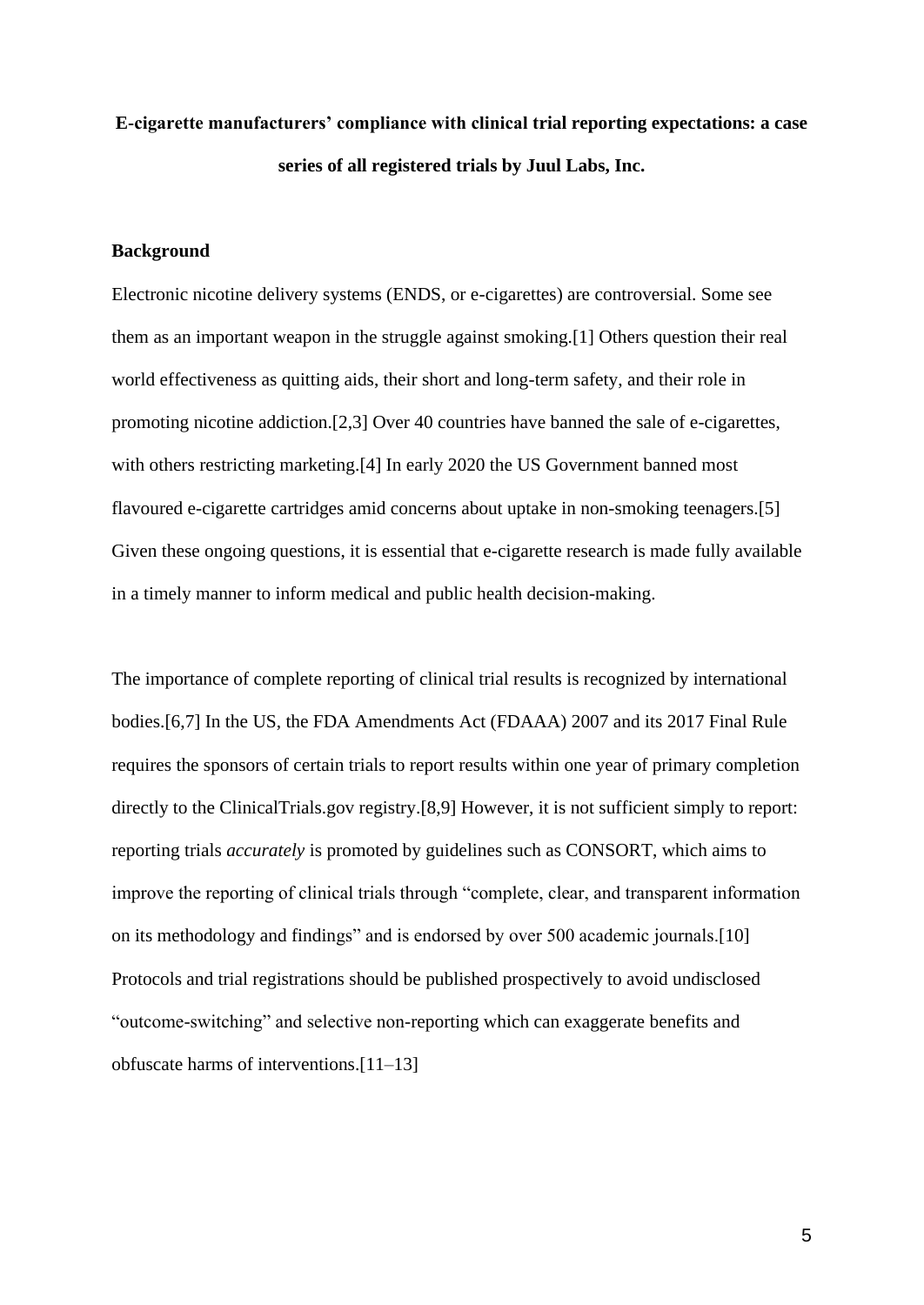# E-cigarette manufacturers' compliance with clinical trial reporting expectations: a case series of all registered trials by Juul Labs, Inc.

## Background

Electronic nicotine delivery systems (ENDS, or e-cigarettes) are controversial. Some see them as an important weapon in the struggle against smoking.[1] Others question their real world effectiveness as quitting aids, their short and long-term safety, and their role in promoting nicotine addiction.[2,3] Over 40 countries have banned the sale of e-cigarettes, with others restricting marketing.[4] In early 2020 the US Government banned most flavoured e-cigarette cartridges amid concerns about uptake in non-smoking teenagers.[5] Given these ongoing questions, it is essential that e-cigarette research is made fully available in a timely manner to inform medical and public health decision-making.

The importance of complete reporting of clinical trial results is recognized by international bodies.[6,7] In the US, the FDA Amendments Act (FDAAA) 2007 and its 2017 Final Rule requires the sponsors of certain trials to report results within one year of primary completion directly to the ClinicalTrials.gov registry.[8,9] However, it is not sufficient simply to report: reporting trials *accurately* is promoted by guidelines such as CONSORT, which aims to improve the reporting of clinical trials through "complete, clear, and transparent information on its methodology and findings" and is endorsed by over 500 academic journals.[10] Protocols and trial registrations should be published prospectively to avoid undisclosed "outcome-switching" and selective non-reporting which can exaggerate benefits and obfuscate harms of interventions.[11–13]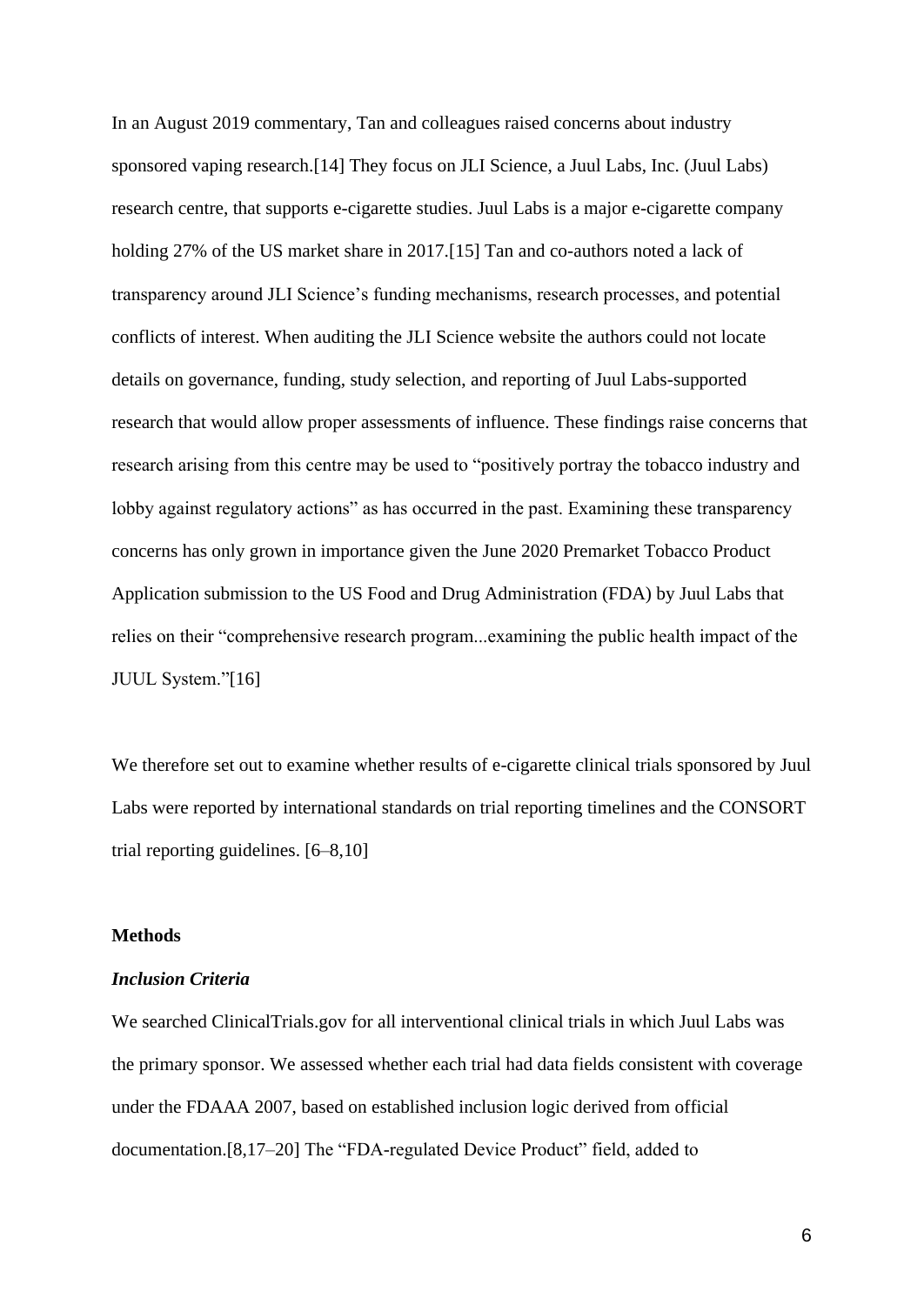In an August 2019 commentary, Tan and colleagues raised concerns about industry sponsored vaping research.[14] They focus on JLI Science, a Juul Labs, Inc. (Juul Labs) research centre, that supports e-cigarette studies. Juul Labs is a major e-cigarette company holding 27% of the US market share in 2017.[15] Tan and co-authors noted a lack of transparency around JLI Science's funding mechanisms, research processes, and potential conflicts of interest. When auditing the JLI Science website the authors could not locate details on governance, funding, study selection, and reporting of Juul Labs-supported research that would allow proper assessments of influence. These findings raise concerns that research arising from this centre may be used to "positively portray the tobacco industry and lobby against regulatory actions" as has occurred in the past. Examining these transparency concerns has only grown in importance given the June 2020 Premarket Tobacco Product Application submission to the US Food and Drug Administration (FDA) by Juul Labs that relies on their "comprehensive research program...examining the public health impact of the JUUL System."[16]

We therefore set out to examine whether results of e-cigarette clinical trials sponsored by Juul Labs were reported by international standards on trial reporting timelines and the CONSORT trial reporting guidelines. [6–8,10]

## Methods

### *Inclusion Criteria*

We searched ClinicalTrials.gov for all interventional clinical trials in which Juul Labs was the primary sponsor. We assessed whether each trial had data fields consistent with coverage under the FDAAA 2007, based on established inclusion logic derived from official documentation.[8,17–20] The "FDA-regulated Device Product" field, added to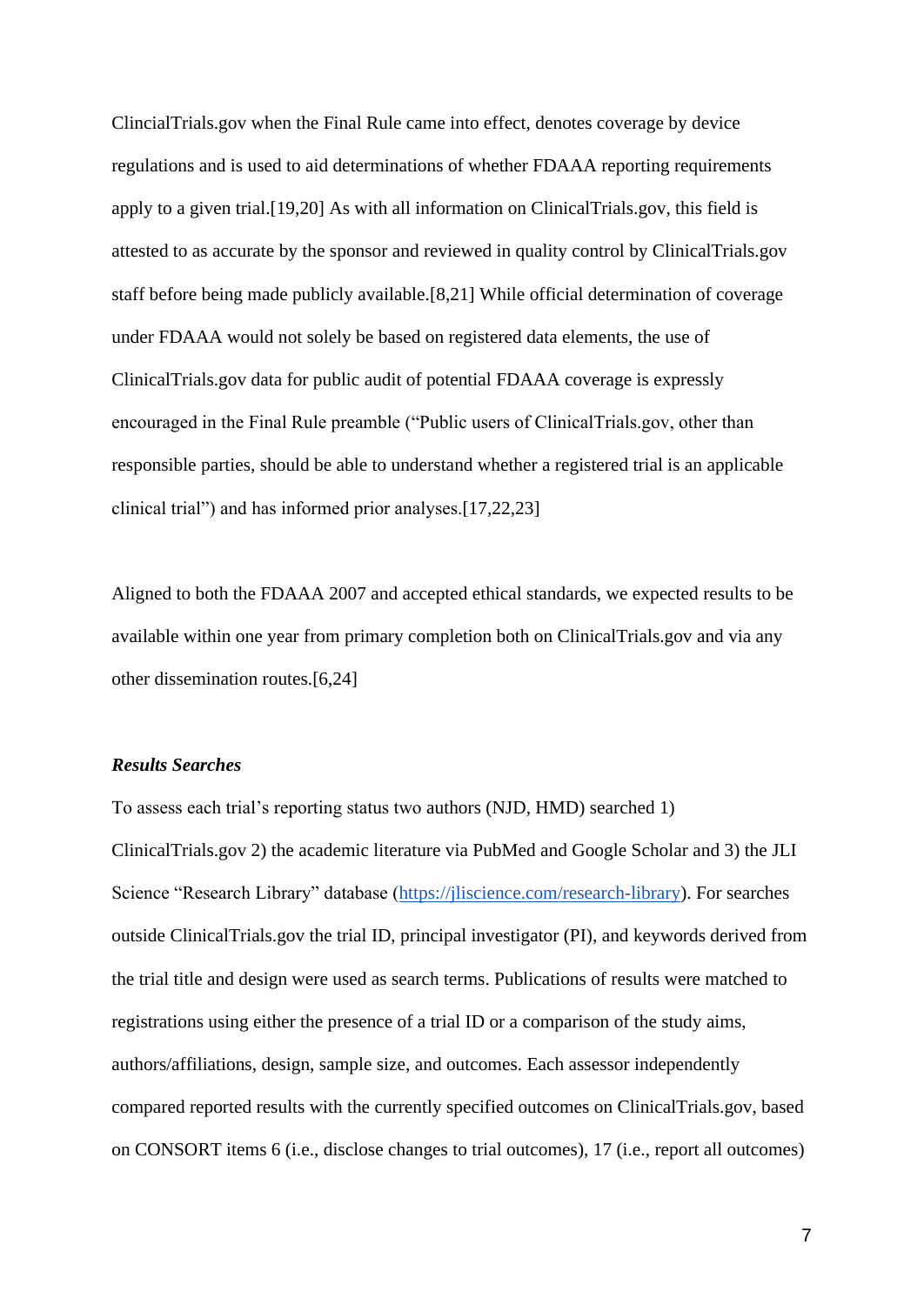ClincialTrials.gov when the Final Rule came into effect, denotes coverage by device regulations and is used to aid determinations of whether FDAAA reporting requirements apply to a given trial.[19,20] As with all information on ClinicalTrials.gov, this field is attested to as accurate by the sponsor and reviewed in quality control by ClinicalTrials.gov staff before being made publicly available.[8,21] While official determination of coverage under FDAAA would not solely be based on registered data elements, the use of ClinicalTrials.gov data for public audit of potential FDAAA coverage is expressly encouraged in the Final Rule preamble ("Public users of ClinicalTrials.gov, other than responsible parties, should be able to understand whether a registered trial is an applicable clinical trial") and has informed prior analyses.[17,22,23]

Aligned to both the FDAAA 2007 and accepted ethical standards, we expected results to be available within one year from primary completion both on ClinicalTrials.gov and via any other dissemination routes.[6,24]

***Results Searches***

To assess each trial's reporting status two authors (NJD, HMD) searched 1) ClinicalTrials.gov 2) the academic literature via PubMed and Google Scholar and 3) the JLI Science "Research Library" database (https://jliscience.com/research-library). For searches outside ClinicalTrials.gov the trial ID, principal investigator (PI), and keywords derived from the trial title and design were used as search terms. Publications of results were matched to registrations using either the presence of a trial ID or a comparison of the study aims, authors/affiliations, design, sample size, and outcomes. Each assessor independently compared reported results with the currently specified outcomes on ClinicalTrials.gov, based on CONSORT items 6 (i.e., disclose changes to trial outcomes), 17 (i.e., report all outcomes)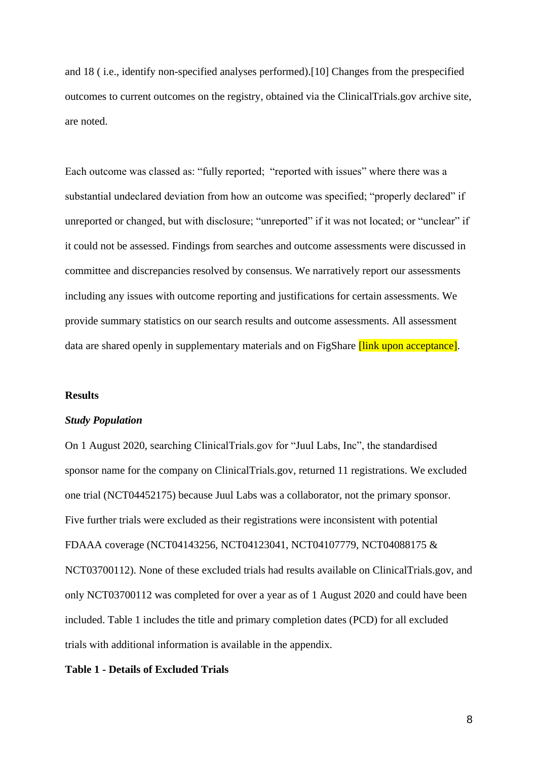and 18 ( i.e., identify non-specified analyses performed).[10] Changes from the prespecified outcomes to current outcomes on the registry, obtained via the ClinicalTrials.gov archive site, are noted.

Each outcome was classed as: "fully reported; "reported with issues" where there was a substantial undeclared deviation from how an outcome was specified; "properly declared" if unreported or changed, but with disclosure; "unreported" if it was not located; or "unclear" if it could not be assessed. Findings from searches and outcome assessments were discussed in committee and discrepancies resolved by consensus. We narratively report our assessments including any issues with outcome reporting and justifications for certain assessments. We provide summary statistics on our search results and outcome assessments. All assessment data are shared openly in supplementary materials and on FigShare [link upon acceptance].

## Results

### *Study Population*

On 1 August 2020, searching ClinicalTrials.gov for "Juul Labs, Inc", the standardised sponsor name for the company on ClinicalTrials.gov, returned 11 registrations. We excluded one trial (NCT04452175) because Juul Labs was a collaborator, not the primary sponsor. Five further trials were excluded as their registrations were inconsistent with potential FDAAA coverage (NCT04143256, NCT04123041, NCT04107779, NCT04088175 & NCT03700112). None of these excluded trials had results available on ClinicalTrials.gov, and only NCT03700112 was completed for over a year as of 1 August 2020 and could have been included. Table 1 includes the title and primary completion dates (PCD) for all excluded trials with additional information is available in the appendix.

**Table 1 - Details of Excluded Trials**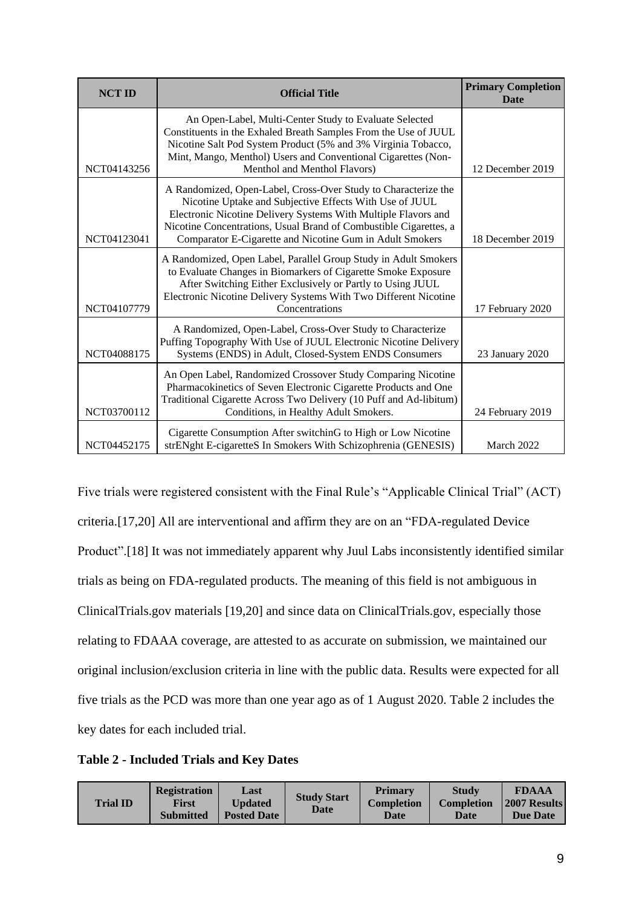| NCT ID | Official Title | Primary Completion Date |
|---|---|---|
| NCT04143256 | An Open-Label, Multi-Center Study to Evaluate Selected Constituents in the Exhaled Breath Samples From the Use of JUUL Nicotine Salt Pod System Product (5% and 3% Virginia Tobacco, Mint, Mango, Menthol) Users and Conventional Cigarettes (Non-Menthol and Menthol Flavors) | 12 December 2019 |
| NCT04123041 | A Randomized, Open-Label, Cross-Over Study to Characterize the Nicotine Uptake and Subjective Effects With Use of JUUL Electronic Nicotine Delivery Systems With Multiple Flavors and Nicotine Concentrations, Usual Brand of Combustible Cigarettes, a Comparator E-Cigarette and Nicotine Gum in Adult Smokers | 18 December 2019 |
| NCT04107779 | A Randomized, Open Label, Parallel Group Study in Adult Smokers to Evaluate Changes in Biomarkers of Cigarette Smoke Exposure After Switching Either Exclusively or Partly to Using JUUL Electronic Nicotine Delivery Systems With Two Different Nicotine Concentrations | 17 February 2020 |
| NCT04088175 | A Randomized, Open-Label, Cross-Over Study to Characterize Puffing Topography With Use of JUUL Electronic Nicotine Delivery Systems (ENDS) in Adult, Closed-System ENDS Consumers | 23 January 2020 |
| NCT03700112 | An Open Label, Randomized Crossover Study Comparing Nicotine Pharmacokinetics of Seven Electronic Cigarette Products and One Traditional Cigarette Across Two Delivery (10 Puff and Ad-libitum) Conditions, in Healthy Adult Smokers. | 24 February 2019 |
| NCT04452175 | Cigarette Consumption After switchinG to High or Low Nicotine strENght E-cigaretteS In Smokers With Schizophrenia (GENESIS) | March 2022 |

Five trials were registered consistent with the Final Rule's "Applicable Clinical Trial" (ACT) criteria.[17,20] All are interventional and affirm they are on an "FDA-regulated Device Product".[18] It was not immediately apparent why Juul Labs inconsistently identified similar trials as being on FDA-regulated products. The meaning of this field is not ambiguous in ClinicalTrials.gov materials [19,20] and since data on ClinicalTrials.gov, especially those relating to FDAAA coverage, are attested to as accurate on submission, we maintained our original inclusion/exclusion criteria in line with the public data. Results were expected for all five trials as the PCD was more than one year ago as of 1 August 2020. Table 2 includes the key dates for each included trial.

**Table 2 - Included Trials and Key Dates**

| Trial ID | Registration First Submitted | Last Updated Posted Date | Study Start Date | Primary Completion Date | Study Completion Date | FDAAA 2007 Results Due Date |
|---|---|---|---|---|---|---|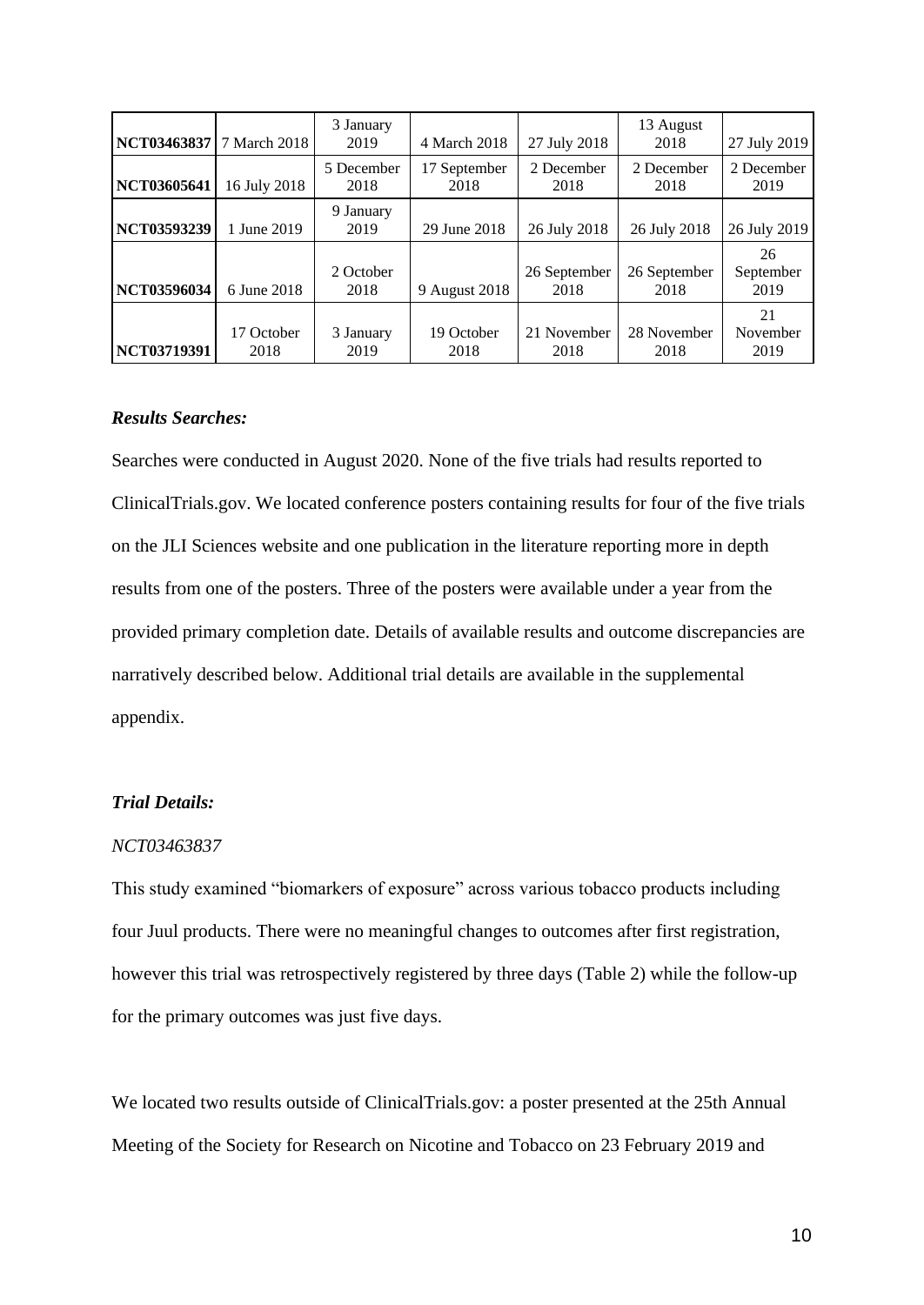| NCT03463837 | 7 March 2018 | 3 January 2019 | 4 March 2018 | 27 July 2018 | 13 August 2018 | 27 July 2019 |
|---|---|---|---|---|---|---|
| NCT03605641 | 16 July 2018 | 5 December 2018 | 17 September 2018 | 2 December 2018 | 2 December 2018 | 2 December 2019 |
| NCT03593239 | 1 June 2019 | 9 January 2019 | 29 June 2018 | 26 July 2018 | 26 July 2018 | 26 July 2019 |
| NCT03596034 | 6 June 2018 | 2 October 2018 | 9 August 2018 | 26 September 2018 | 26 September 2018 | 26 September 2019 |
| NCT03719391 | 17 October 2018 | 3 January 2019 | 19 October 2018 | 21 November 2018 | 28 November 2018 | 21 November 2019 |

### *Results Searches:*

Searches were conducted in August 2020. None of the five trials had results reported to ClinicalTrials.gov. We located conference posters containing results for four of the five trials on the JLI Sciences website and one publication in the literature reporting more in depth results from one of the posters. Three of the posters were available under a year from the provided primary completion date. Details of available results and outcome discrepancies are narratively described below. Additional trial details are available in the supplemental appendix.

### *Trial Details:*

*NCT03463837*

This study examined "biomarkers of exposure" across various tobacco products including four Juul products. There were no meaningful changes to outcomes after first registration, however this trial was retrospectively registered by three days (Table 2) while the follow-up for the primary outcomes was just five days.

We located two results outside of ClinicalTrials.gov: a poster presented at the 25th Annual Meeting of the Society for Research on Nicotine and Tobacco on 23 February 2019 and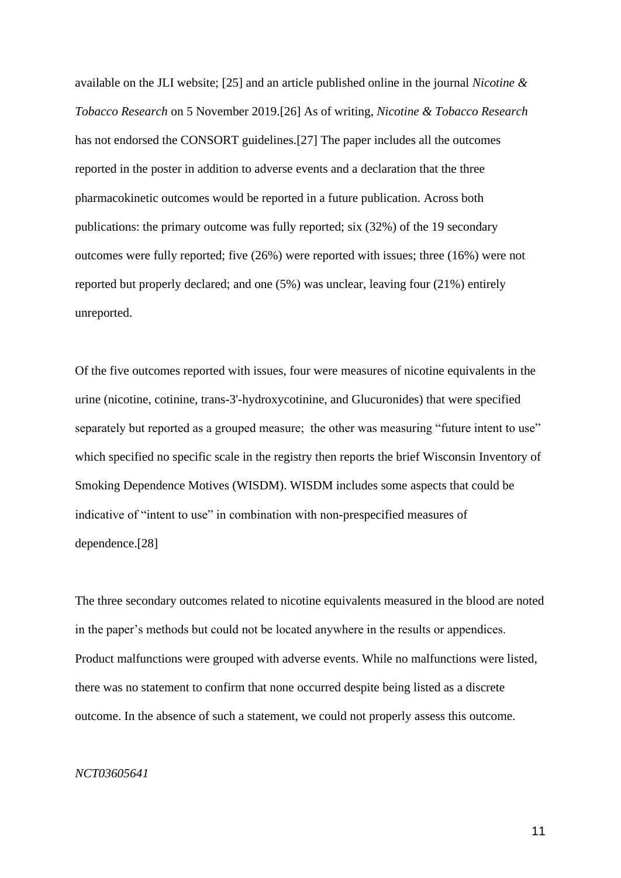available on the JLI website; [25] and an article published online in the journal *Nicotine & Tobacco Research* on 5 November 2019.[26] As of writing, *Nicotine & Tobacco Research* has not endorsed the CONSORT guidelines.[27] The paper includes all the outcomes reported in the poster in addition to adverse events and a declaration that the three pharmacokinetic outcomes would be reported in a future publication. Across both publications: the primary outcome was fully reported; six (32%) of the 19 secondary outcomes were fully reported; five (26%) were reported with issues; three (16%) were not reported but properly declared; and one (5%) was unclear, leaving four (21%) entirely unreported.

Of the five outcomes reported with issues, four were measures of nicotine equivalents in the urine (nicotine, cotinine, trans-3'-hydroxycotinine, and Glucuronides) that were specified separately but reported as a grouped measure; the other was measuring "future intent to use" which specified no specific scale in the registry then reports the brief Wisconsin Inventory of Smoking Dependence Motives (WISDM). WISDM includes some aspects that could be indicative of "intent to use" in combination with non-prespecified measures of dependence.[28]

The three secondary outcomes related to nicotine equivalents measured in the blood are noted in the paper's methods but could not be located anywhere in the results or appendices. Product malfunctions were grouped with adverse events. While no malfunctions were listed, there was no statement to confirm that none occurred despite being listed as a discrete outcome. In the absence of such a statement, we could not properly assess this outcome.

*NCT03605641*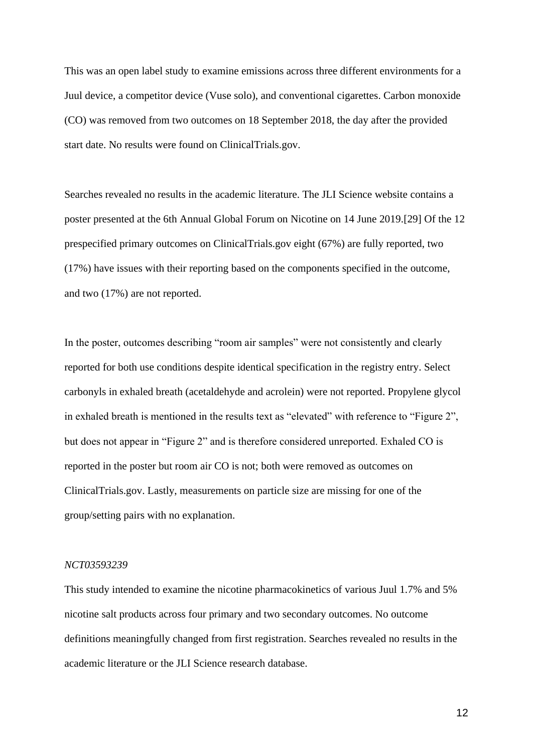This was an open label study to examine emissions across three different environments for a Juul device, a competitor device (Vuse solo), and conventional cigarettes. Carbon monoxide (CO) was removed from two outcomes on 18 September 2018, the day after the provided start date. No results were found on ClinicalTrials.gov.

Searches revealed no results in the academic literature. The JLI Science website contains a poster presented at the 6th Annual Global Forum on Nicotine on 14 June 2019.[29] Of the 12 prespecified primary outcomes on ClinicalTrials.gov eight (67%) are fully reported, two (17%) have issues with their reporting based on the components specified in the outcome, and two (17%) are not reported.

In the poster, outcomes describing "room air samples" were not consistently and clearly reported for both use conditions despite identical specification in the registry entry. Select carbonyls in exhaled breath (acetaldehyde and acrolein) were not reported. Propylene glycol in exhaled breath is mentioned in the results text as "elevated" with reference to "Figure 2", but does not appear in "Figure 2" and is therefore considered unreported. Exhaled CO is reported in the poster but room air CO is not; both were removed as outcomes on ClinicalTrials.gov. Lastly, measurements on particle size are missing for one of the group/setting pairs with no explanation.

*NCT03593239*

This study intended to examine the nicotine pharmacokinetics of various Juul 1.7% and 5% nicotine salt products across four primary and two secondary outcomes. No outcome definitions meaningfully changed from first registration. Searches revealed no results in the academic literature or the JLI Science research database.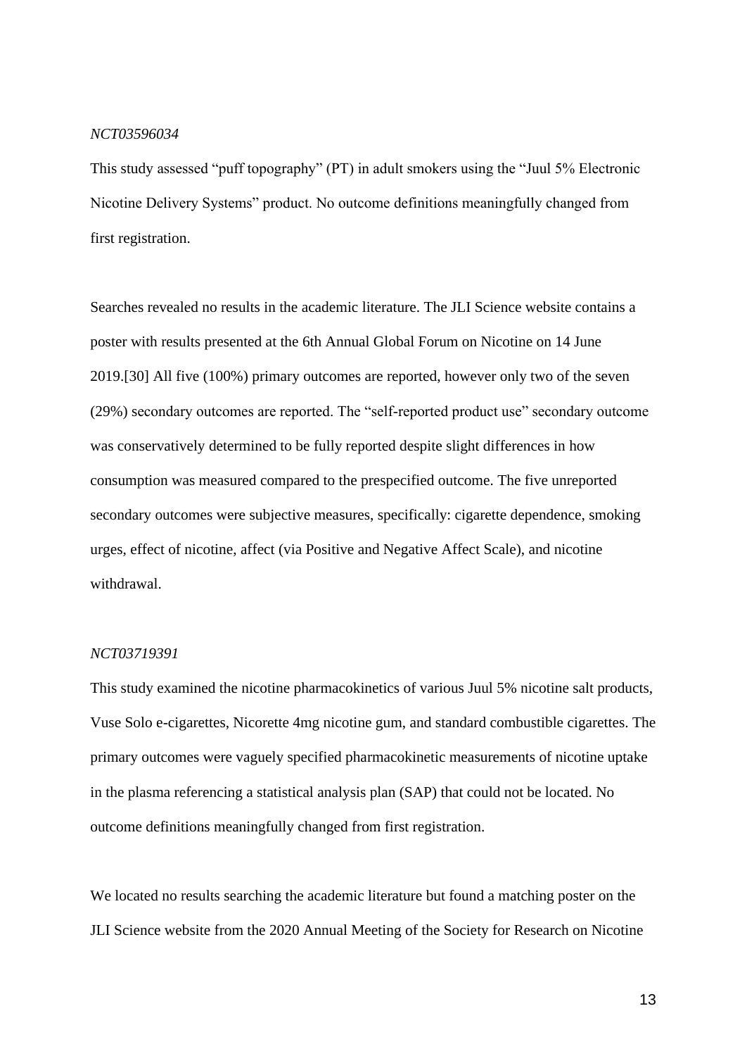*NCT03596034*

This study assessed “puff topography” (PT) in adult smokers using the “Juul 5% Electronic Nicotine Delivery Systems” product. No outcome definitions meaningfully changed from first registration.

Searches revealed no results in the academic literature. The JLI Science website contains a poster with results presented at the 6th Annual Global Forum on Nicotine on 14 June 2019.[30] All five (100%) primary outcomes are reported, however only two of the seven (29%) secondary outcomes are reported. The “self-reported product use” secondary outcome was conservatively determined to be fully reported despite slight differences in how consumption was measured compared to the prespecified outcome. The five unreported secondary outcomes were subjective measures, specifically: cigarette dependence, smoking urges, effect of nicotine, affect (via Positive and Negative Affect Scale), and nicotine withdrawal.

*NCT03719391*

This study examined the nicotine pharmacokinetics of various Juul 5% nicotine salt products, Vuse Solo e-cigarettes, Nicorette 4mg nicotine gum, and standard combustible cigarettes. The primary outcomes were vaguely specified pharmacokinetic measurements of nicotine uptake in the plasma referencing a statistical analysis plan (SAP) that could not be located. No outcome definitions meaningfully changed from first registration.

We located no results searching the academic literature but found a matching poster on the JLI Science website from the 2020 Annual Meeting of the Society for Research on Nicotine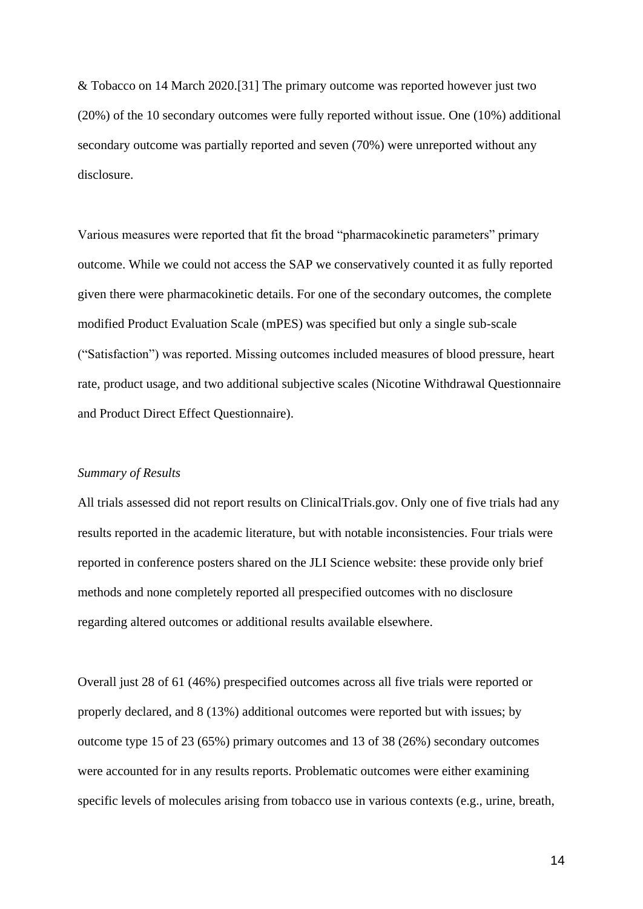& Tobacco on 14 March 2020.[31] The primary outcome was reported however just two (20%) of the 10 secondary outcomes were fully reported without issue. One (10%) additional secondary outcome was partially reported and seven (70%) were unreported without any disclosure.

Various measures were reported that fit the broad "pharmacokinetic parameters" primary outcome. While we could not access the SAP we conservatively counted it as fully reported given there were pharmacokinetic details. For one of the secondary outcomes, the complete modified Product Evaluation Scale (mPES) was specified but only a single sub-scale ("Satisfaction") was reported. Missing outcomes included measures of blood pressure, heart rate, product usage, and two additional subjective scales (Nicotine Withdrawal Questionnaire and Product Direct Effect Questionnaire).

*Summary of Results*

All trials assessed did not report results on ClinicalTrials.gov. Only one of five trials had any results reported in the academic literature, but with notable inconsistencies. Four trials were reported in conference posters shared on the JLI Science website: these provide only brief methods and none completely reported all prespecified outcomes with no disclosure regarding altered outcomes or additional results available elsewhere.

Overall just 28 of 61 (46%) prespecified outcomes across all five trials were reported or properly declared, and 8 (13%) additional outcomes were reported but with issues; by outcome type 15 of 23 (65%) primary outcomes and 13 of 38 (26%) secondary outcomes were accounted for in any results reports. Problematic outcomes were either examining specific levels of molecules arising from tobacco use in various contexts (e.g., urine, breath,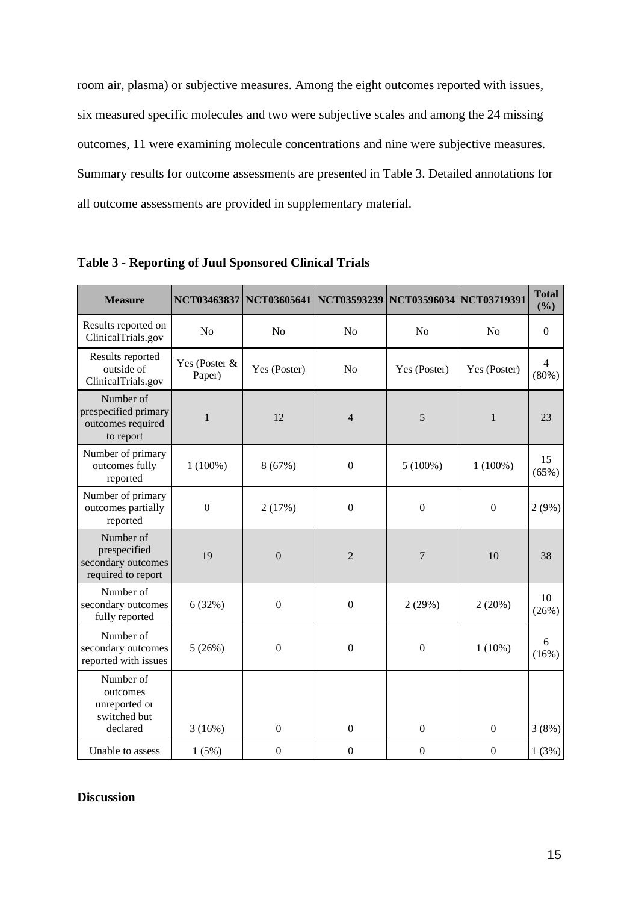room air, plasma) or subjective measures. Among the eight outcomes reported with issues, six measured specific molecules and two were subjective scales and among the 24 missing outcomes, 11 were examining molecule concentrations and nine were subjective measures. Summary results for outcome assessments are presented in Table 3. Detailed annotations for all outcome assessments are provided in supplementary material.

**Table 3 - Reporting of Juul Sponsored Clinical Trials**

| Measure | NCT03463837 | NCT03605641 | NCT03593239 | NCT03596034 | NCT03719391 | Total (%) |
|---|---|---|---|---|---|---|
| Results reported on ClinicalTrials.gov | No | No | No | No | No | 0 |
| Results reported outside of ClinicalTrials.gov | Yes (Poster & Paper) | Yes (Poster) | No | Yes (Poster) | Yes (Poster) | 4 (80%) |
| Number of prespecified primary outcomes required to report | 1 | 12 | 4 | 5 | 1 | 23 |
| Number of primary outcomes fully reported | 1 (100%) | 8 (67%) | 0 | 5 (100%) | 1 (100%) | 15 (65%) |
| Number of primary outcomes partially reported | 0 | 2 (17%) | 0 | 0 | 0 | 2 (9%) |
| Number of prespecified secondary outcomes required to report | 19 | 0 | 2 | 7 | 10 | 38 |
| Number of secondary outcomes fully reported | 6 (32%) | 0 | 0 | 2 (29%) | 2 (20%) | 10 (26%) |
| Number of secondary outcomes reported with issues | 5 (26%) | 0 | 0 | 0 | 1 (10%) | 6 (16%) |
| Number of outcomes unreported or switched but declared | 3 (16%) | 0 | 0 | 0 | 0 | 3 (8%) |
| Unable to assess | 1 (5%) | 0 | 0 | 0 | 0 | 1 (3%) |

**Discussion**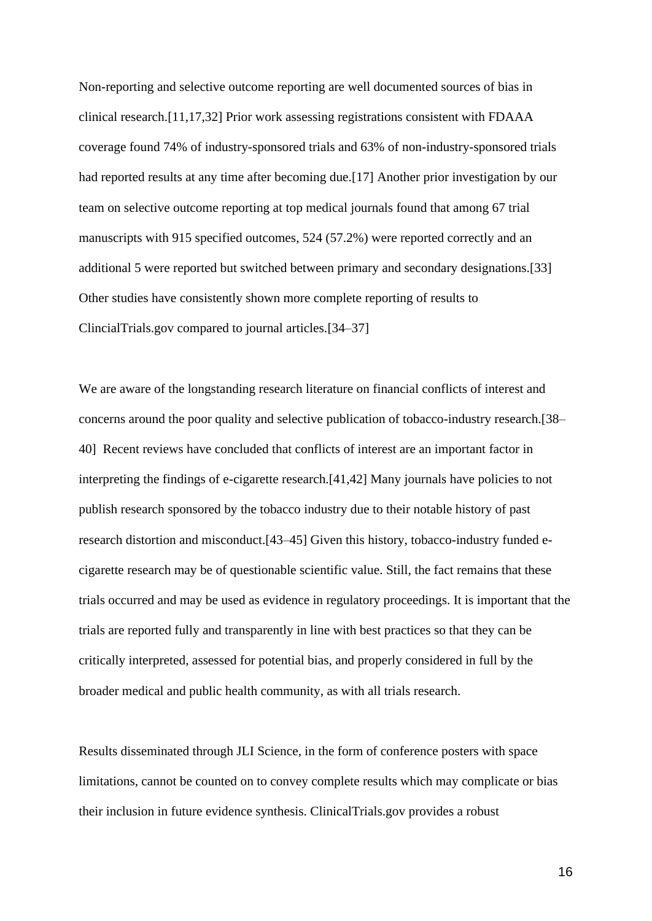Non-reporting and selective outcome reporting are well documented sources of bias in clinical research.[11,17,32] Prior work assessing registrations consistent with FDAAA coverage found 74% of industry-sponsored trials and 63% of non-industry-sponsored trials had reported results at any time after becoming due.[17] Another prior investigation by our team on selective outcome reporting at top medical journals found that among 67 trial manuscripts with 915 specified outcomes, 524 (57.2%) were reported correctly and an additional 5 were reported but switched between primary and secondary designations.[33] Other studies have consistently shown more complete reporting of results to ClincialTrials.gov compared to journal articles.[34–37]

We are aware of the longstanding research literature on financial conflicts of interest and concerns around the poor quality and selective publication of tobacco-industry research.[38–40] Recent reviews have concluded that conflicts of interest are an important factor in interpreting the findings of e-cigarette research.[41,42] Many journals have policies to not publish research sponsored by the tobacco industry due to their notable history of past research distortion and misconduct.[43–45] Given this history, tobacco-industry funded e-cigarette research may be of questionable scientific value. Still, the fact remains that these trials occurred and may be used as evidence in regulatory proceedings. It is important that the trials are reported fully and transparently in line with best practices so that they can be critically interpreted, assessed for potential bias, and properly considered in full by the broader medical and public health community, as with all trials research.

Results disseminated through JLI Science, in the form of conference posters with space limitations, cannot be counted on to convey complete results which may complicate or bias their inclusion in future evidence synthesis. ClinicalTrials.gov provides a robust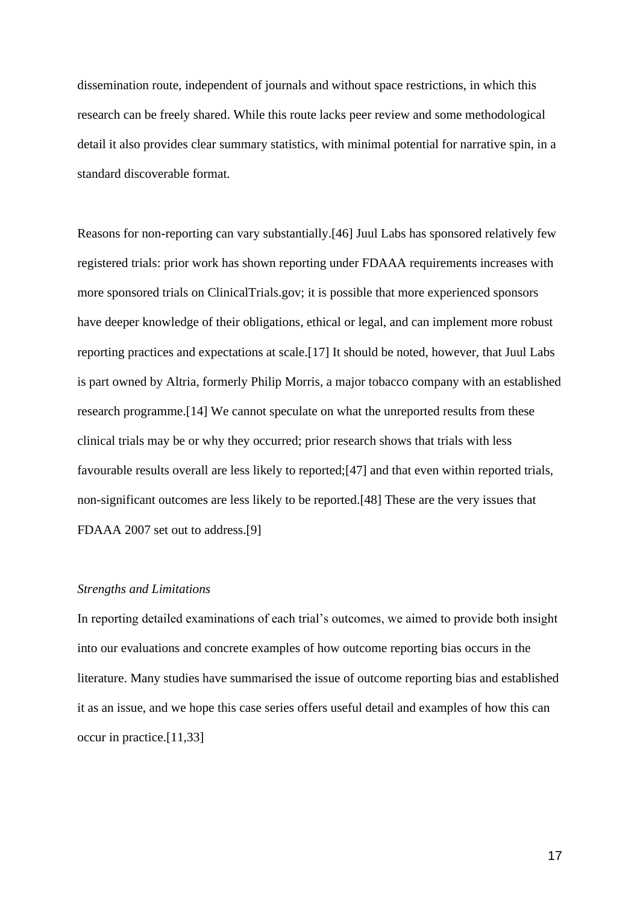dissemination route, independent of journals and without space restrictions, in which this research can be freely shared. While this route lacks peer review and some methodological detail it also provides clear summary statistics, with minimal potential for narrative spin, in a standard discoverable format.

Reasons for non-reporting can vary substantially.[46] Juul Labs has sponsored relatively few registered trials: prior work has shown reporting under FDAAA requirements increases with more sponsored trials on ClinicalTrials.gov; it is possible that more experienced sponsors have deeper knowledge of their obligations, ethical or legal, and can implement more robust reporting practices and expectations at scale.[17] It should be noted, however, that Juul Labs is part owned by Altria, formerly Philip Morris, a major tobacco company with an established research programme.[14] We cannot speculate on what the unreported results from these clinical trials may be or why they occurred; prior research shows that trials with less favourable results overall are less likely to reported;[47] and that even within reported trials, non-significant outcomes are less likely to be reported.[48] These are the very issues that FDAAA 2007 set out to address.[9]

*Strengths and Limitations*

In reporting detailed examinations of each trial's outcomes, we aimed to provide both insight into our evaluations and concrete examples of how outcome reporting bias occurs in the literature. Many studies have summarised the issue of outcome reporting bias and established it as an issue, and we hope this case series offers useful detail and examples of how this can occur in practice.[11,33]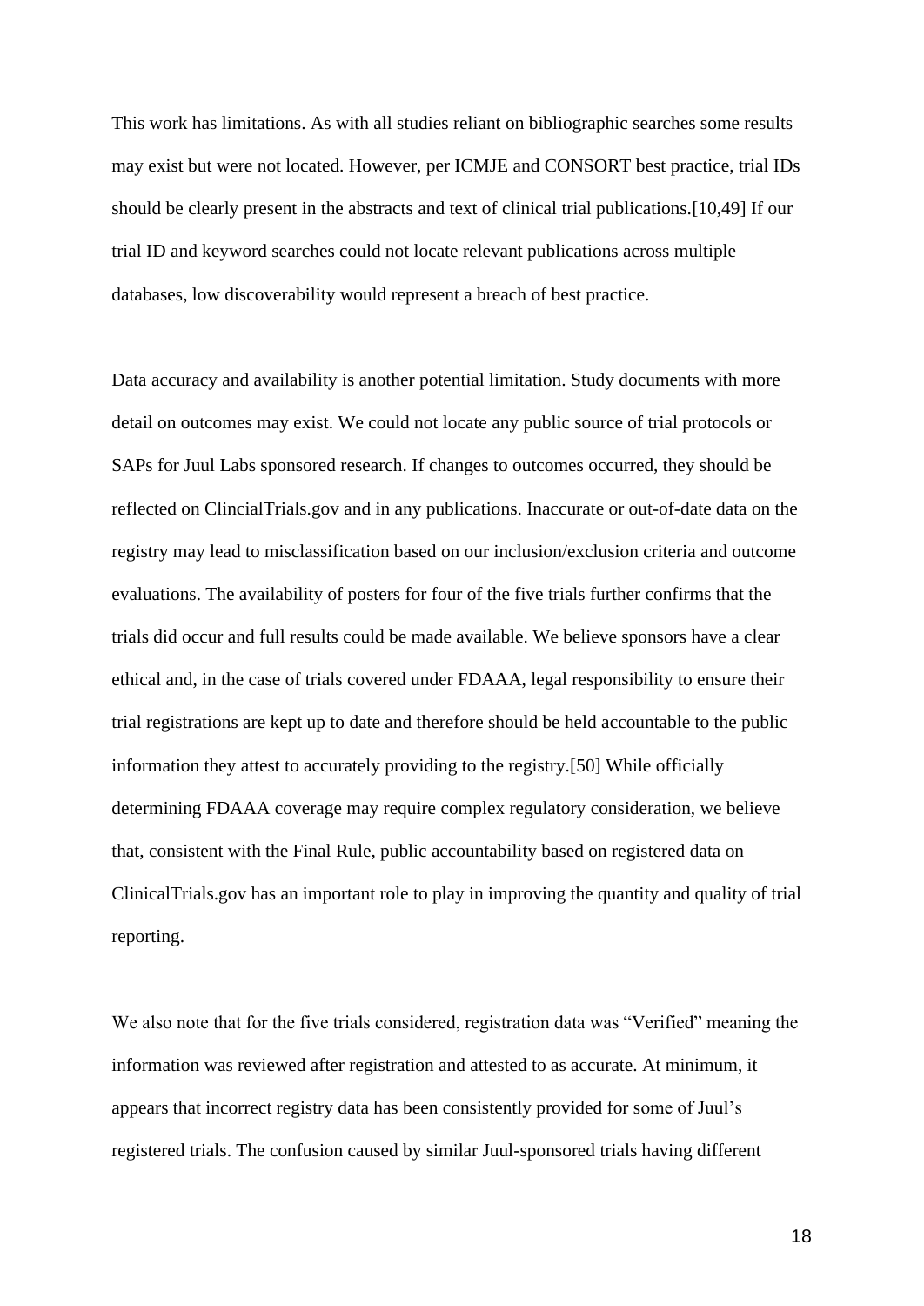This work has limitations. As with all studies reliant on bibliographic searches some results may exist but were not located. However, per ICMJE and CONSORT best practice, trial IDs should be clearly present in the abstracts and text of clinical trial publications.[10,49] If our trial ID and keyword searches could not locate relevant publications across multiple databases, low discoverability would represent a breach of best practice.

Data accuracy and availability is another potential limitation. Study documents with more detail on outcomes may exist. We could not locate any public source of trial protocols or SAPs for Juul Labs sponsored research. If changes to outcomes occurred, they should be reflected on ClincialTrials.gov and in any publications. Inaccurate or out-of-date data on the registry may lead to misclassification based on our inclusion/exclusion criteria and outcome evaluations. The availability of posters for four of the five trials further confirms that the trials did occur and full results could be made available. We believe sponsors have a clear ethical and, in the case of trials covered under FDAAA, legal responsibility to ensure their trial registrations are kept up to date and therefore should be held accountable to the public information they attest to accurately providing to the registry.[50] While officially determining FDAAA coverage may require complex regulatory consideration, we believe that, consistent with the Final Rule, public accountability based on registered data on ClinicalTrials.gov has an important role to play in improving the quantity and quality of trial reporting.

We also note that for the five trials considered, registration data was "Verified" meaning the information was reviewed after registration and attested to as accurate. At minimum, it appears that incorrect registry data has been consistently provided for some of Juul's registered trials. The confusion caused by similar Juul-sponsored trials having different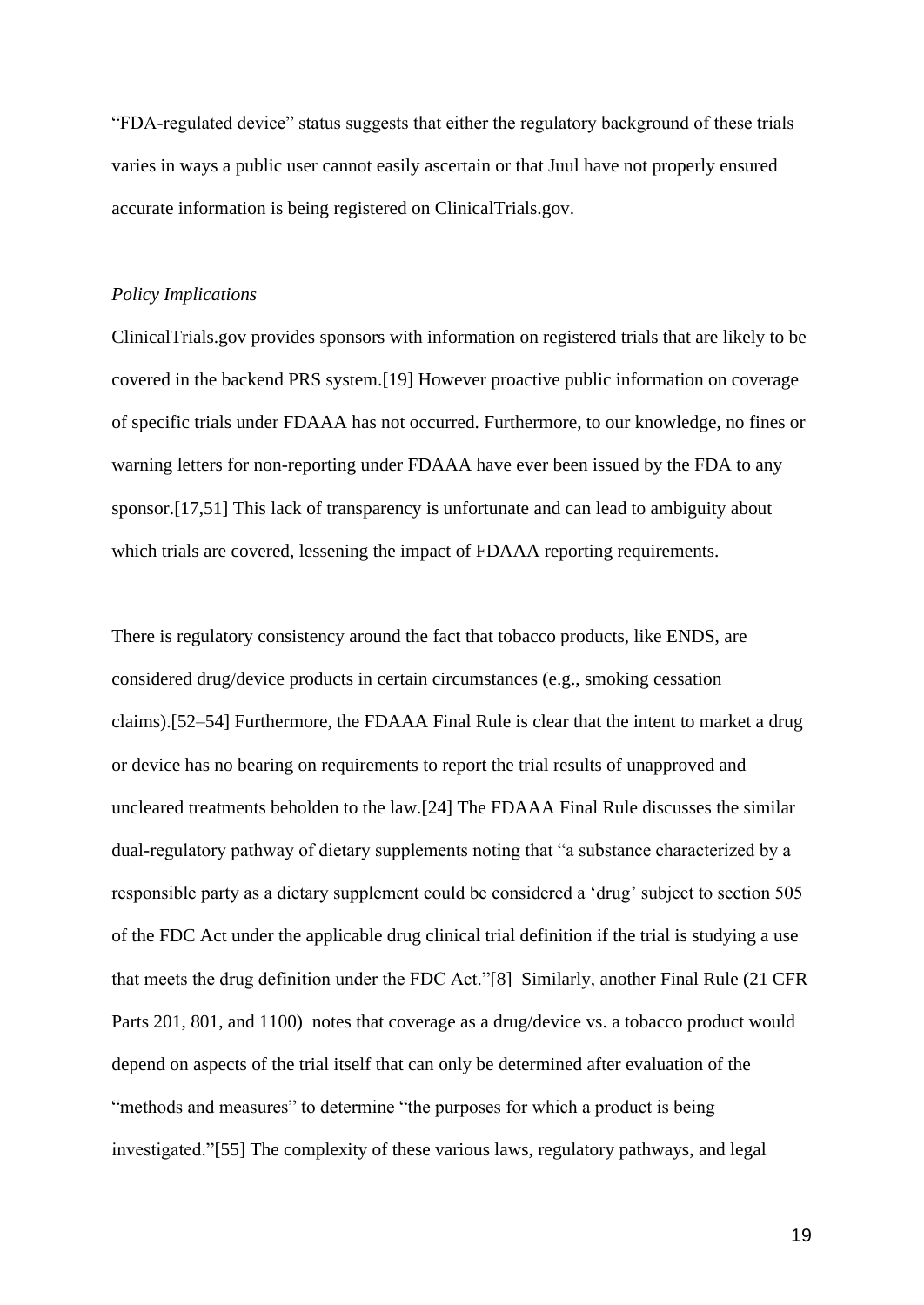"FDA-regulated device" status suggests that either the regulatory background of these trials varies in ways a public user cannot easily ascertain or that Juul have not properly ensured accurate information is being registered on ClinicalTrials.gov.

*Policy Implications*

ClinicalTrials.gov provides sponsors with information on registered trials that are likely to be covered in the backend PRS system.[19] However proactive public information on coverage of specific trials under FDAAA has not occurred. Furthermore, to our knowledge, no fines or warning letters for non-reporting under FDAAA have ever been issued by the FDA to any sponsor.[17,51] This lack of transparency is unfortunate and can lead to ambiguity about which trials are covered, lessening the impact of FDAAA reporting requirements.

There is regulatory consistency around the fact that tobacco products, like ENDS, are considered drug/device products in certain circumstances (e.g., smoking cessation claims).[52–54] Furthermore, the FDAAA Final Rule is clear that the intent to market a drug or device has no bearing on requirements to report the trial results of unapproved and uncleared treatments beholden to the law.[24] The FDAAA Final Rule discusses the similar dual-regulatory pathway of dietary supplements noting that "a substance characterized by a responsible party as a dietary supplement could be considered a 'drug' subject to section 505 of the FDC Act under the applicable drug clinical trial definition if the trial is studying a use that meets the drug definition under the FDC Act."[8] Similarly, another Final Rule (21 CFR Parts 201, 801, and 1100) notes that coverage as a drug/device vs. a tobacco product would depend on aspects of the trial itself that can only be determined after evaluation of the "methods and measures" to determine "the purposes for which a product is being investigated."[55] The complexity of these various laws, regulatory pathways, and legal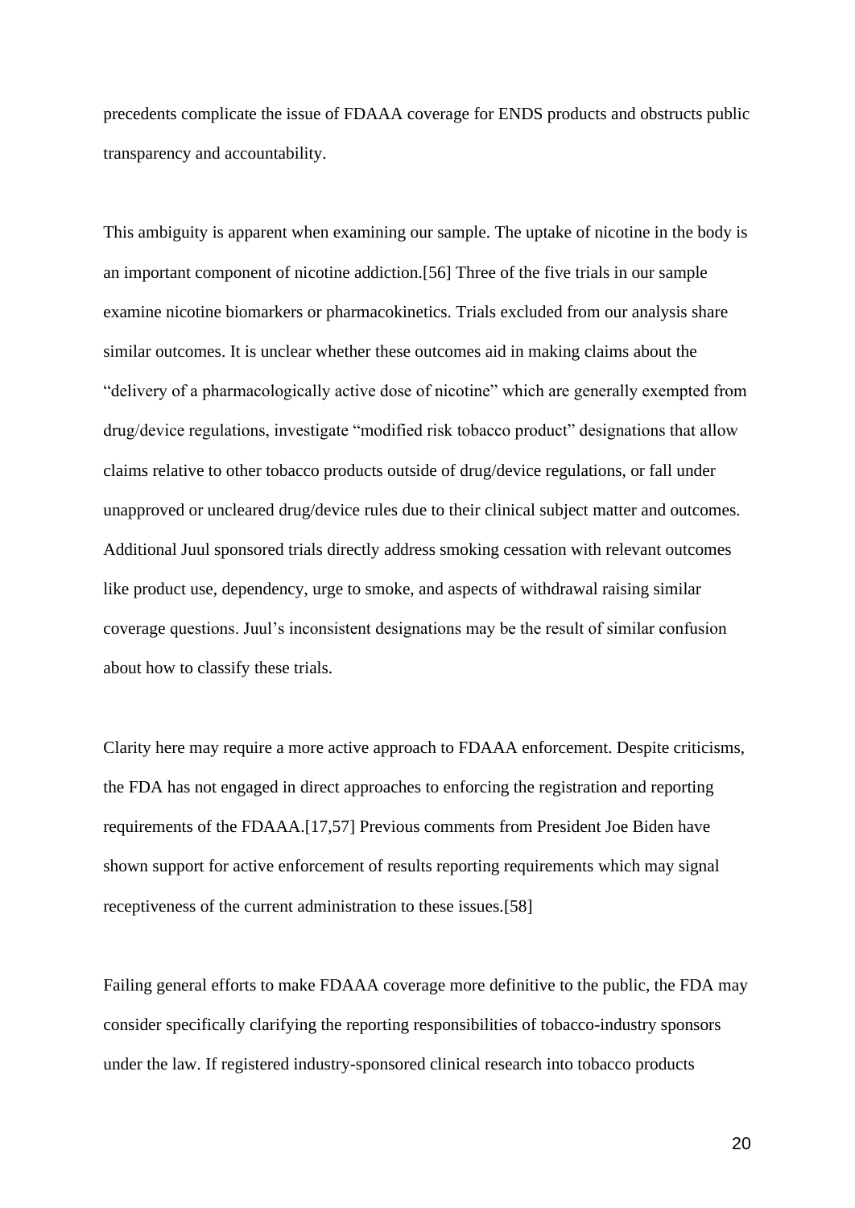precedents complicate the issue of FDAAA coverage for ENDS products and obstructs public transparency and accountability.

This ambiguity is apparent when examining our sample. The uptake of nicotine in the body is an important component of nicotine addiction.[56] Three of the five trials in our sample examine nicotine biomarkers or pharmacokinetics. Trials excluded from our analysis share similar outcomes. It is unclear whether these outcomes aid in making claims about the "delivery of a pharmacologically active dose of nicotine" which are generally exempted from drug/device regulations, investigate "modified risk tobacco product" designations that allow claims relative to other tobacco products outside of drug/device regulations, or fall under unapproved or uncleared drug/device rules due to their clinical subject matter and outcomes. Additional Juul sponsored trials directly address smoking cessation with relevant outcomes like product use, dependency, urge to smoke, and aspects of withdrawal raising similar coverage questions. Juul's inconsistent designations may be the result of similar confusion about how to classify these trials.

Clarity here may require a more active approach to FDAAA enforcement. Despite criticisms, the FDA has not engaged in direct approaches to enforcing the registration and reporting requirements of the FDAAA.[17,57] Previous comments from President Joe Biden have shown support for active enforcement of results reporting requirements which may signal receptiveness of the current administration to these issues.[58]

Failing general efforts to make FDAAA coverage more definitive to the public, the FDA may consider specifically clarifying the reporting responsibilities of tobacco-industry sponsors under the law. If registered industry-sponsored clinical research into tobacco products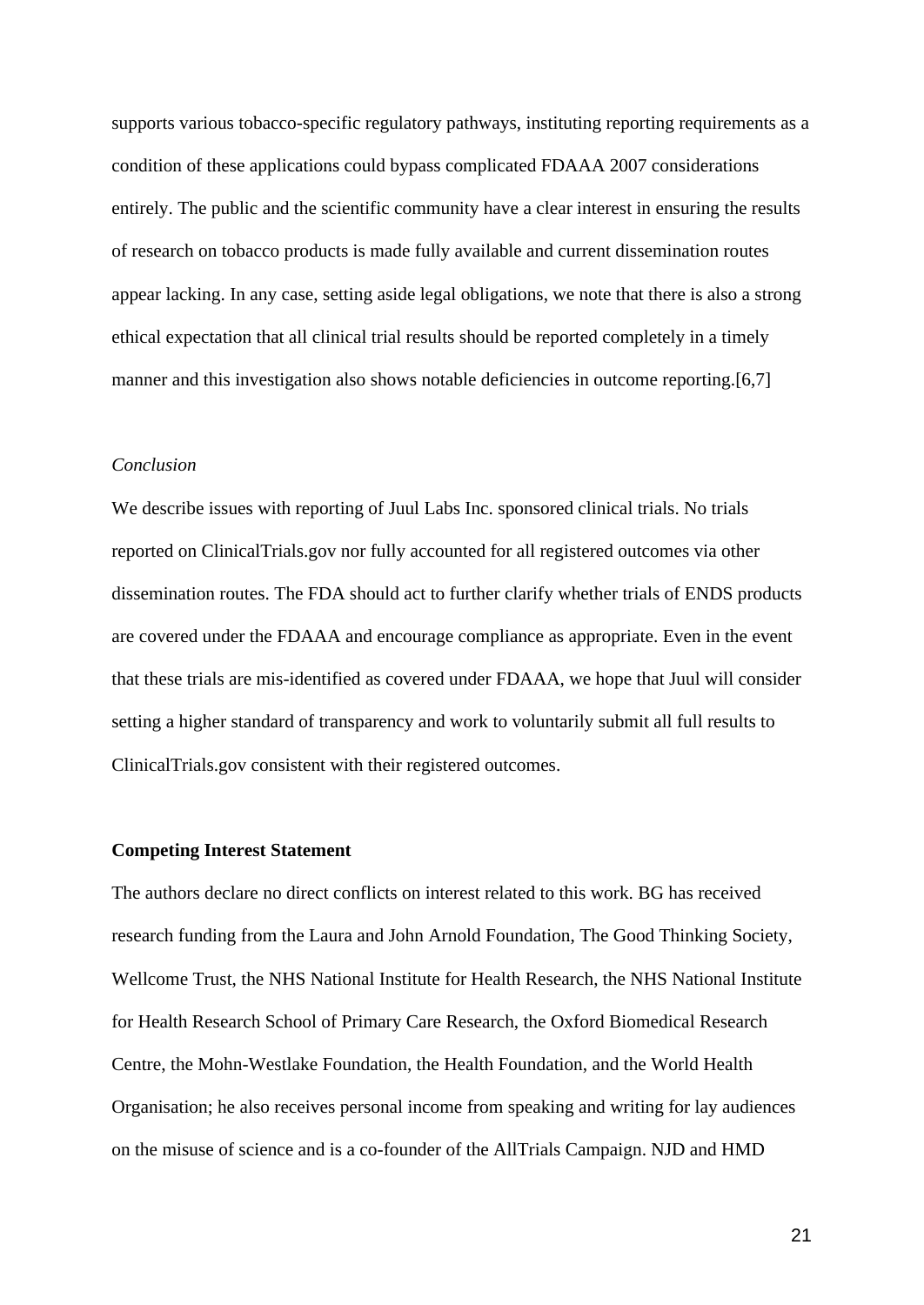supports various tobacco-specific regulatory pathways, instituting reporting requirements as a condition of these applications could bypass complicated FDAAA 2007 considerations entirely. The public and the scientific community have a clear interest in ensuring the results of research on tobacco products is made fully available and current dissemination routes appear lacking. In any case, setting aside legal obligations, we note that there is also a strong ethical expectation that all clinical trial results should be reported completely in a timely manner and this investigation also shows notable deficiencies in outcome reporting.[6,7]

*Conclusion*

We describe issues with reporting of Juul Labs Inc. sponsored clinical trials. No trials reported on ClinicalTrials.gov nor fully accounted for all registered outcomes via other dissemination routes. The FDA should act to further clarify whether trials of ENDS products are covered under the FDAAA and encourage compliance as appropriate. Even in the event that these trials are mis-identified as covered under FDAAA, we hope that Juul will consider setting a higher standard of transparency and work to voluntarily submit all full results to ClinicalTrials.gov consistent with their registered outcomes.

**Competing Interest Statement**

The authors declare no direct conflicts on interest related to this work. BG has received research funding from the Laura and John Arnold Foundation, The Good Thinking Society, Wellcome Trust, the NHS National Institute for Health Research, the NHS National Institute for Health Research School of Primary Care Research, the Oxford Biomedical Research Centre, the Mohn-Westlake Foundation, the Health Foundation, and the World Health Organisation; he also receives personal income from speaking and writing for lay audiences on the misuse of science and is a co-founder of the AllTrials Campaign. NJD and HMD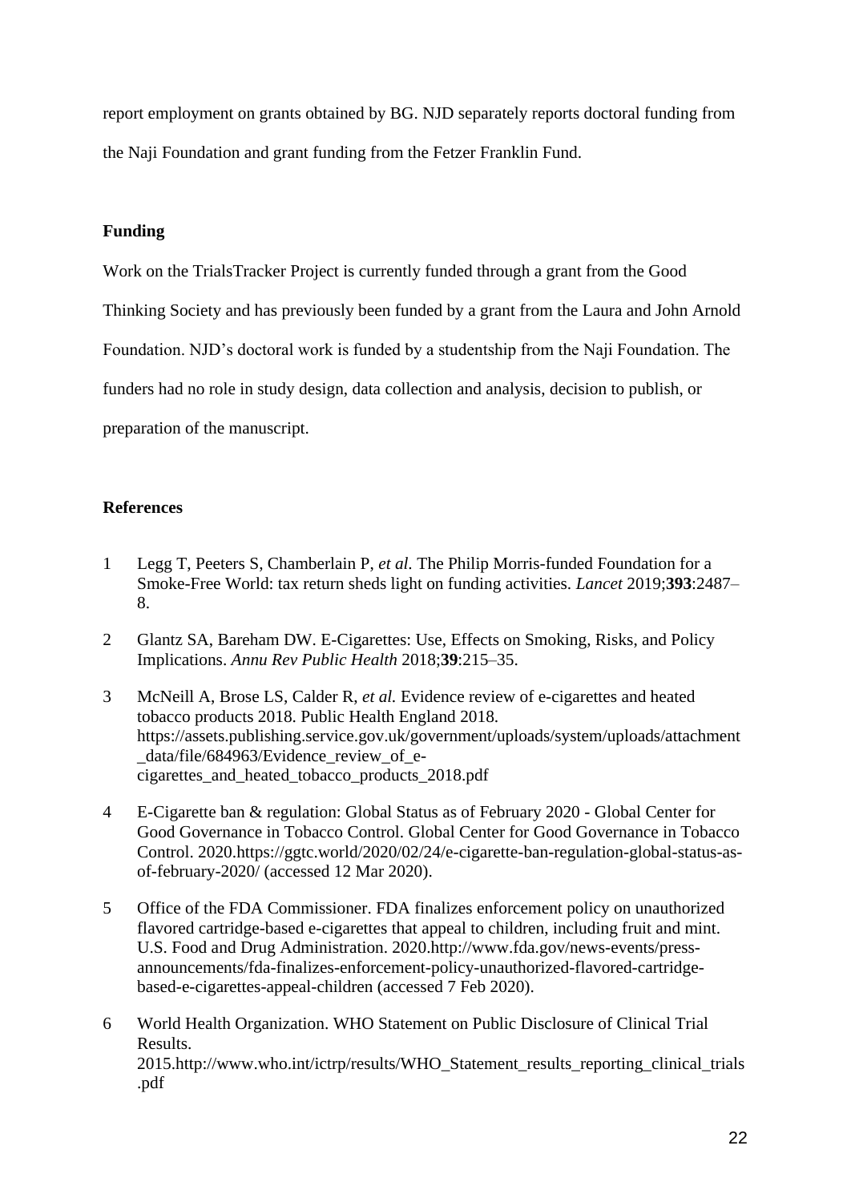report employment on grants obtained by BG. NJD separately reports doctoral funding from the Naji Foundation and grant funding from the Fetzer Franklin Fund.

**Funding**

Work on the TrialsTracker Project is currently funded through a grant from the Good Thinking Society and has previously been funded by a grant from the Laura and John Arnold Foundation. NJD's doctoral work is funded by a studentship from the Naji Foundation. The funders had no role in study design, data collection and analysis, decision to publish, or preparation of the manuscript.

**References**

1 Legg T, Peeters S, Chamberlain P, *et al*. The Philip Morris-funded Foundation for a Smoke-Free World: tax return sheds light on funding activities. *Lancet* 2019;**393**:2487–8.

2 Glantz SA, Bareham DW. E-Cigarettes: Use, Effects on Smoking, Risks, and Policy Implications. *Annu Rev Public Health* 2018;**39**:215–35.

3 McNeill A, Brose LS, Calder R, *et al.* Evidence review of e-cigarettes and heated tobacco products 2018. Public Health England 2018. https://assets.publishing.service.gov.uk/government/uploads/system/uploads/attachment_data/file/684963/Evidence_review_of_e-cigarettes_and_heated_tobacco_products_2018.pdf

4 E-Cigarette ban & regulation: Global Status as of February 2020 - Global Center for Good Governance in Tobacco Control. Global Center for Good Governance in Tobacco Control. 2020.https://ggtc.world/2020/02/24/e-cigarette-ban-regulation-global-status-as-of-february-2020/ (accessed 12 Mar 2020).

5 Office of the FDA Commissioner. FDA finalizes enforcement policy on unauthorized flavored cartridge-based e-cigarettes that appeal to children, including fruit and mint. U.S. Food and Drug Administration. 2020.http://www.fda.gov/news-events/press-announcements/fda-finalizes-enforcement-policy-unauthorized-flavored-cartridge-based-e-cigarettes-appeal-children (accessed 7 Feb 2020).

6 World Health Organization. WHO Statement on Public Disclosure of Clinical Trial Results. 2015.http://www.who.int/ictrp/results/WHO_Statement_results_reporting_clinical_trials.pdf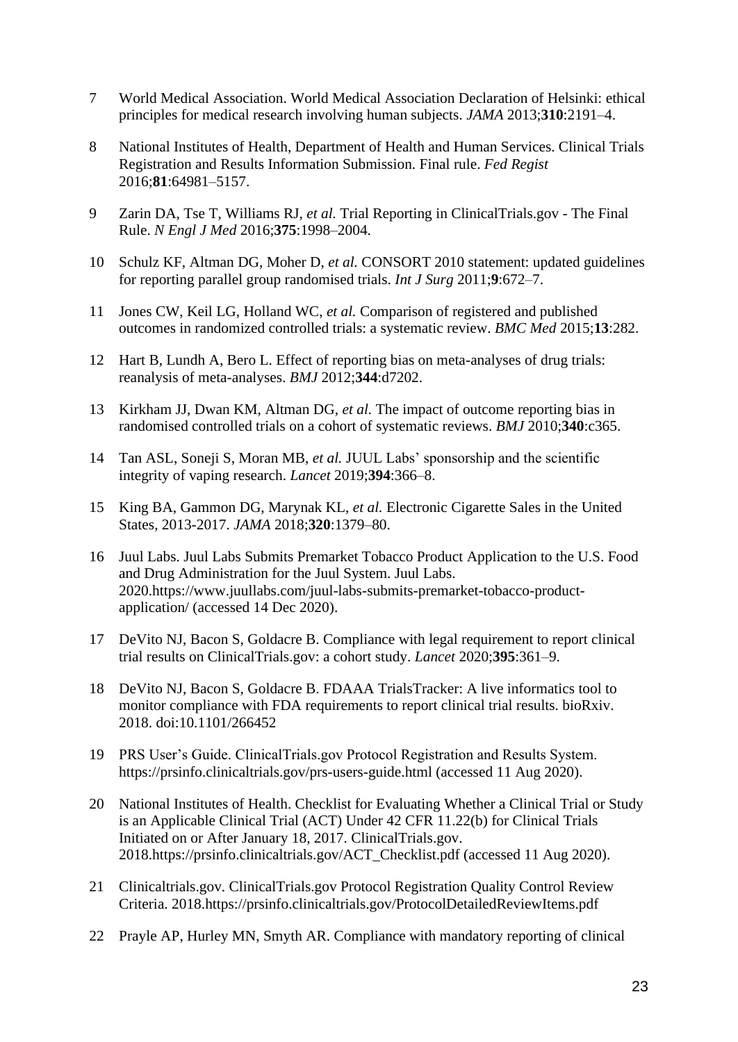7 World Medical Association. World Medical Association Declaration of Helsinki: ethical principles for medical research involving human subjects. *JAMA* 2013;**310**:2191–4.

8 National Institutes of Health, Department of Health and Human Services. Clinical Trials Registration and Results Information Submission. Final rule. *Fed Regist* 2016;**81**:64981–5157.

9 Zarin DA, Tse T, Williams RJ, *et al.* Trial Reporting in ClinicalTrials.gov - The Final Rule. *N Engl J Med* 2016;**375**:1998–2004.

10 Schulz KF, Altman DG, Moher D, *et al.* CONSORT 2010 statement: updated guidelines for reporting parallel group randomised trials. *Int J Surg* 2011;**9**:672–7.

11 Jones CW, Keil LG, Holland WC, *et al.* Comparison of registered and published outcomes in randomized controlled trials: a systematic review. *BMC Med* 2015;**13**:282.

12 Hart B, Lundh A, Bero L. Effect of reporting bias on meta-analyses of drug trials: reanalysis of meta-analyses. *BMJ* 2012;**344**:d7202.

13 Kirkham JJ, Dwan KM, Altman DG, *et al.* The impact of outcome reporting bias in randomised controlled trials on a cohort of systematic reviews. *BMJ* 2010;**340**:c365.

14 Tan ASL, Soneji S, Moran MB, *et al.* JUUL Labs' sponsorship and the scientific integrity of vaping research. *Lancet* 2019;**394**:366–8.

15 King BA, Gammon DG, Marynak KL, *et al.* Electronic Cigarette Sales in the United States, 2013-2017. *JAMA* 2018;**320**:1379–80.

16 Juul Labs. Juul Labs Submits Premarket Tobacco Product Application to the U.S. Food and Drug Administration for the Juul System. Juul Labs. 2020.https://www.juullabs.com/juul-labs-submits-premarket-tobacco-product-application/ (accessed 14 Dec 2020).

17 DeVito NJ, Bacon S, Goldacre B. Compliance with legal requirement to report clinical trial results on ClinicalTrials.gov: a cohort study. *Lancet* 2020;**395**:361–9.

18 DeVito NJ, Bacon S, Goldacre B. FDAAA TrialsTracker: A live informatics tool to monitor compliance with FDA requirements to report clinical trial results. bioRxiv. 2018. doi:10.1101/266452

19 PRS User's Guide. ClinicalTrials.gov Protocol Registration and Results System. https://prsinfo.clinicaltrials.gov/prs-users-guide.html (accessed 11 Aug 2020).

20 National Institutes of Health. Checklist for Evaluating Whether a Clinical Trial or Study is an Applicable Clinical Trial (ACT) Under 42 CFR 11.22(b) for Clinical Trials Initiated on or After January 18, 2017. ClinicalTrials.gov. 2018.https://prsinfo.clinicaltrials.gov/ACT_Checklist.pdf (accessed 11 Aug 2020).

21 Clinicaltrials.gov. ClinicalTrials.gov Protocol Registration Quality Control Review Criteria. 2018.https://prsinfo.clinicaltrials.gov/ProtocolDetailedReviewItems.pdf

22 Prayle AP, Hurley MN, Smyth AR. Compliance with mandatory reporting of clinical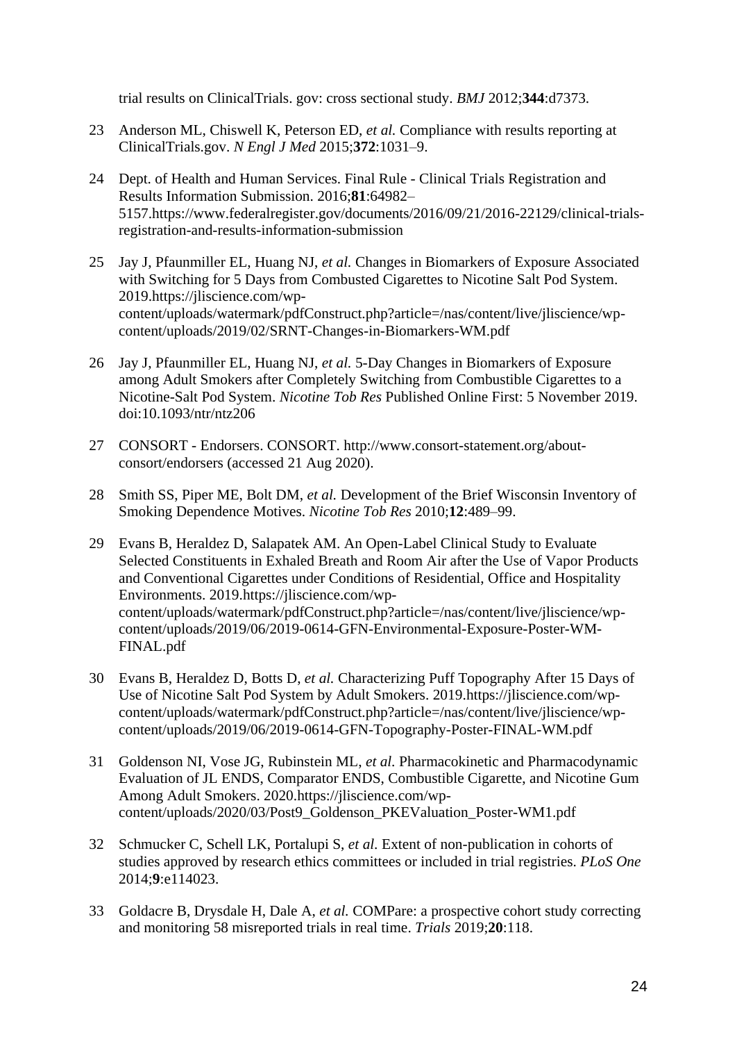trial results on ClinicalTrials. gov: cross sectional study. *BMJ* 2012;**344**:d7373.

23 Anderson ML, Chiswell K, Peterson ED, *et al.* Compliance with results reporting at ClinicalTrials.gov. *N Engl J Med* 2015;**372**:1031–9.

24 Dept. of Health and Human Services. Final Rule - Clinical Trials Registration and Results Information Submission. 2016;**81**:64982–5157.https://www.federalregister.gov/documents/2016/09/21/2016-22129/clinical-trials-registration-and-results-information-submission

25 Jay J, Pfaunmiller EL, Huang NJ, *et al.* Changes in Biomarkers of Exposure Associated with Switching for 5 Days from Combusted Cigarettes to Nicotine Salt Pod System. 2019.https://jliscience.com/wp-content/uploads/watermark/pdfConstruct.php?article=/nas/content/live/jliscience/wp-content/uploads/2019/02/SRNT-Changes-in-Biomarkers-WM.pdf

26 Jay J, Pfaunmiller EL, Huang NJ, *et al.* 5-Day Changes in Biomarkers of Exposure among Adult Smokers after Completely Switching from Combustible Cigarettes to a Nicotine-Salt Pod System. *Nicotine Tob Res* Published Online First: 5 November 2019. doi:10.1093/ntr/ntz206

27 CONSORT - Endorsers. CONSORT. http://www.consort-statement.org/about-consort/endorsers (accessed 21 Aug 2020).

28 Smith SS, Piper ME, Bolt DM, *et al.* Development of the Brief Wisconsin Inventory of Smoking Dependence Motives. *Nicotine Tob Res* 2010;**12**:489–99.

29 Evans B, Heraldez D, Salapatek AM. An Open-Label Clinical Study to Evaluate Selected Constituents in Exhaled Breath and Room Air after the Use of Vapor Products and Conventional Cigarettes under Conditions of Residential, Office and Hospitality Environments. 2019.https://jliscience.com/wp-content/uploads/watermark/pdfConstruct.php?article=/nas/content/live/jliscience/wp-content/uploads/2019/06/2019-0614-GFN-Environmental-Exposure-Poster-WM-FINAL.pdf

30 Evans B, Heraldez D, Botts D, *et al.* Characterizing Puff Topography After 15 Days of Use of Nicotine Salt Pod System by Adult Smokers. 2019.https://jliscience.com/wp-content/uploads/watermark/pdfConstruct.php?article=/nas/content/live/jliscience/wp-content/uploads/2019/06/2019-0614-GFN-Topography-Poster-FINAL-WM.pdf

31 Goldenson NI, Vose JG, Rubinstein ML, *et al.* Pharmacokinetic and Pharmacodynamic Evaluation of JL ENDS, Comparator ENDS, Combustible Cigarette, and Nicotine Gum Among Adult Smokers. 2020.https://jliscience.com/wp-content/uploads/2020/03/Post9_Goldenson_PKEValuation_Poster-WM1.pdf

32 Schmucker C, Schell LK, Portalupi S, *et al.* Extent of non-publication in cohorts of studies approved by research ethics committees or included in trial registries. *PLoS One* 2014;**9**:e114023.

33 Goldacre B, Drysdale H, Dale A, *et al.* COMPare: a prospective cohort study correcting and monitoring 58 misreported trials in real time. *Trials* 2019;**20**:118.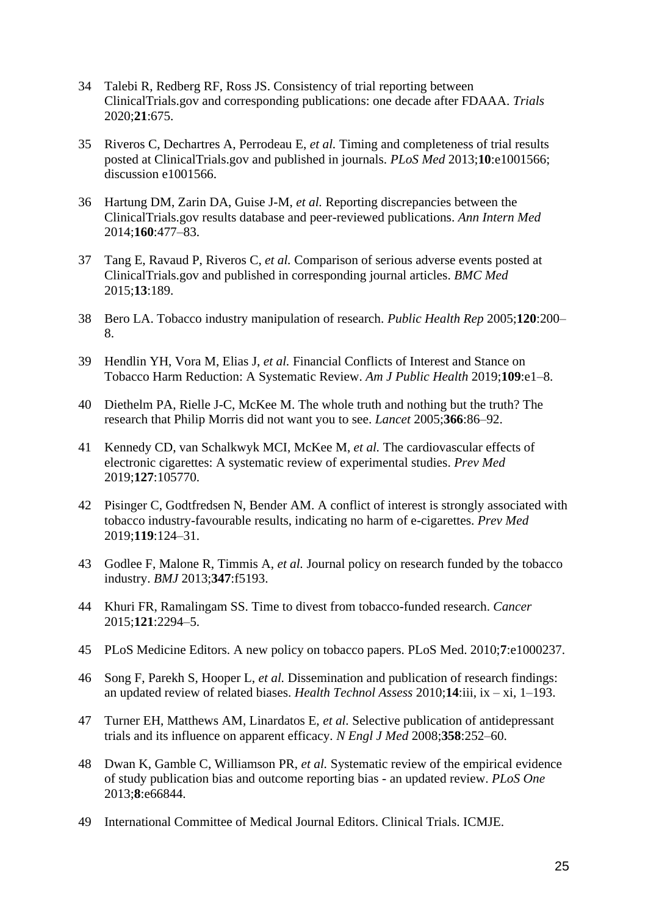34 Talebi R, Redberg RF, Ross JS. Consistency of trial reporting between ClinicalTrials.gov and corresponding publications: one decade after FDAAA. *Trials* 2020;**21**:675.

35 Riveros C, Dechartres A, Perrodeau E, *et al.* Timing and completeness of trial results posted at ClinicalTrials.gov and published in journals. *PLoS Med* 2013;**10**:e1001566; discussion e1001566.

36 Hartung DM, Zarin DA, Guise J-M, *et al.* Reporting discrepancies between the ClinicalTrials.gov results database and peer-reviewed publications. *Ann Intern Med* 2014;**160**:477–83.

37 Tang E, Ravaud P, Riveros C, *et al.* Comparison of serious adverse events posted at ClinicalTrials.gov and published in corresponding journal articles. *BMC Med* 2015;**13**:189.

38 Bero LA. Tobacco industry manipulation of research. *Public Health Rep* 2005;**120**:200–8.

39 Hendlin YH, Vora M, Elias J, *et al.* Financial Conflicts of Interest and Stance on Tobacco Harm Reduction: A Systematic Review. *Am J Public Health* 2019;**109**:e1–8.

40 Diethelm PA, Rielle J-C, McKee M. The whole truth and nothing but the truth? The research that Philip Morris did not want you to see. *Lancet* 2005;**366**:86–92.

41 Kennedy CD, van Schalkwyk MCI, McKee M, *et al.* The cardiovascular effects of electronic cigarettes: A systematic review of experimental studies. *Prev Med* 2019;**127**:105770.

42 Pisinger C, Godtfredsen N, Bender AM. A conflict of interest is strongly associated with tobacco industry-favourable results, indicating no harm of e-cigarettes. *Prev Med* 2019;**119**:124–31.

43 Godlee F, Malone R, Timmis A, *et al.* Journal policy on research funded by the tobacco industry. *BMJ* 2013;**347**:f5193.

44 Khuri FR, Ramalingam SS. Time to divest from tobacco-funded research. *Cancer* 2015;**121**:2294–5.

45 PLoS Medicine Editors. A new policy on tobacco papers. PLoS Med. 2010;**7**:e1000237.

46 Song F, Parekh S, Hooper L, *et al.* Dissemination and publication of research findings: an updated review of related biases. *Health Technol Assess* 2010;**14**:iii, ix – xi, 1–193.

47 Turner EH, Matthews AM, Linardatos E, *et al*. Selective publication of antidepressant trials and its influence on apparent efficacy. *N Engl J Med* 2008;**358**:252–60.

48 Dwan K, Gamble C, Williamson PR, *et al.* Systematic review of the empirical evidence of study publication bias and outcome reporting bias - an updated review. *PLoS One* 2013;**8**:e66844.

49 International Committee of Medical Journal Editors. Clinical Trials. ICMJE.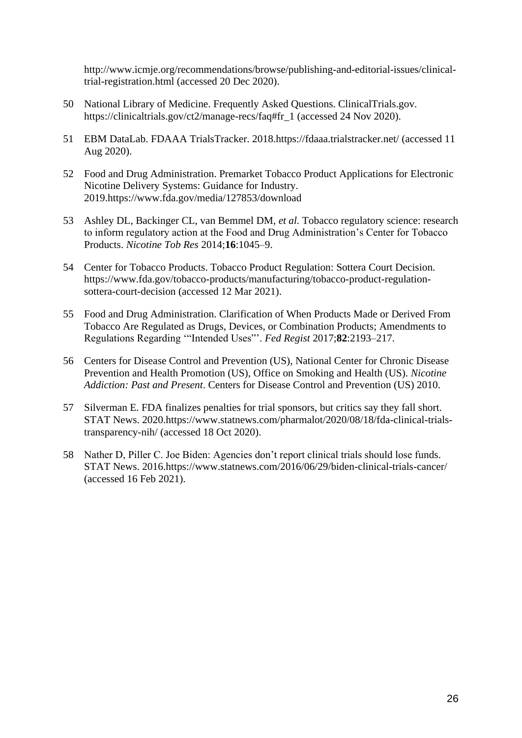http://www.icmje.org/recommendations/browse/publishing-and-editorial-issues/clinical-trial-registration.html (accessed 20 Dec 2020).

50 National Library of Medicine. Frequently Asked Questions. ClinicalTrials.gov. https://clinicaltrials.gov/ct2/manage-recs/faq#fr_1 (accessed 24 Nov 2020).

51 EBM DataLab. FDAAA TrialsTracker. 2018.https://fdaaa.trialstracker.net/ (accessed 11 Aug 2020).

52 Food and Drug Administration. Premarket Tobacco Product Applications for Electronic Nicotine Delivery Systems: Guidance for Industry. 2019.https://www.fda.gov/media/127853/download

53 Ashley DL, Backinger CL, van Bemmel DM, *et al.* Tobacco regulatory science: research to inform regulatory action at the Food and Drug Administration's Center for Tobacco Products. *Nicotine Tob Res* 2014;**16**:1045–9.

54 Center for Tobacco Products. Tobacco Product Regulation: Sottera Court Decision. https://www.fda.gov/tobacco-products/manufacturing/tobacco-product-regulation-sottera-court-decision (accessed 12 Mar 2021).

55 Food and Drug Administration. Clarification of When Products Made or Derived From Tobacco Are Regulated as Drugs, Devices, or Combination Products; Amendments to Regulations Regarding '"Intended Uses"'. *Fed Regist* 2017;**82**:2193–217.

56 Centers for Disease Control and Prevention (US), National Center for Chronic Disease Prevention and Health Promotion (US), Office on Smoking and Health (US). *Nicotine Addiction: Past and Present*. Centers for Disease Control and Prevention (US) 2010.

57 Silverman E. FDA finalizes penalties for trial sponsors, but critics say they fall short. STAT News. 2020.https://www.statnews.com/pharmalot/2020/08/18/fda-clinical-trials-transparency-nih/ (accessed 18 Oct 2020).

58 Nather D, Piller C. Joe Biden: Agencies don't report clinical trials should lose funds. STAT News. 2016.https://www.statnews.com/2016/06/29/biden-clinical-trials-cancer/ (accessed 16 Feb 2021).